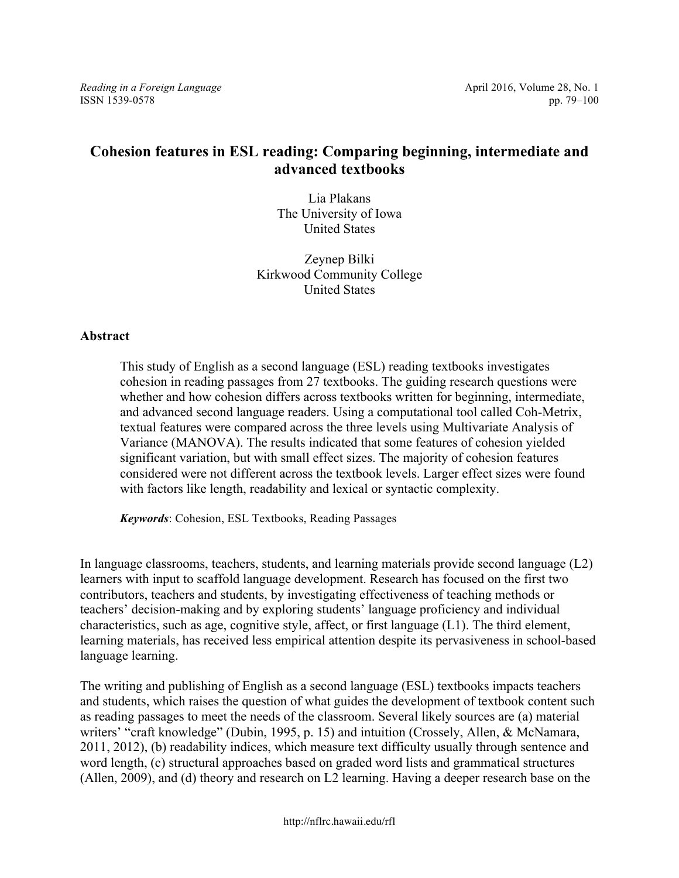# Cohesion features in ESL reading: Comparing beginning, intermediate and advanced textbooks

Lia Plakans
The University of Iowa
United States

Zeynep Bilki
Kirkwood Community College
United States

## Abstract

This study of English as a second language (ESL) reading textbooks investigates cohesion in reading passages from 27 textbooks. The guiding research questions were whether and how cohesion differs across textbooks written for beginning, intermediate, and advanced second language readers. Using a computational tool called Coh-Metrix, textual features were compared across the three levels using Multivariate Analysis of Variance (MANOVA). The results indicated that some features of cohesion yielded significant variation, but with small effect sizes. The majority of cohesion features considered were not different across the textbook levels. Larger effect sizes were found with factors like length, readability and lexical or syntactic complexity.

***Keywords***: Cohesion, ESL Textbooks, Reading Passages

In language classrooms, teachers, students, and learning materials provide second language (L2) learners with input to scaffold language development. Research has focused on the first two contributors, teachers and students, by investigating effectiveness of teaching methods or teachers' decision-making and by exploring students' language proficiency and individual characteristics, such as age, cognitive style, affect, or first language (L1). The third element, learning materials, has received less empirical attention despite its pervasiveness in school-based language learning.

The writing and publishing of English as a second language (ESL) textbooks impacts teachers and students, which raises the question of what guides the development of textbook content such as reading passages to meet the needs of the classroom. Several likely sources are (a) material writers' "craft knowledge" (Dubin, 1995, p. 15) and intuition (Crossely, Allen, & McNamara, 2011, 2012), (b) readability indices, which measure text difficulty usually through sentence and word length, (c) structural approaches based on graded word lists and grammatical structures (Allen, 2009), and (d) theory and research on L2 learning. Having a deeper research base on the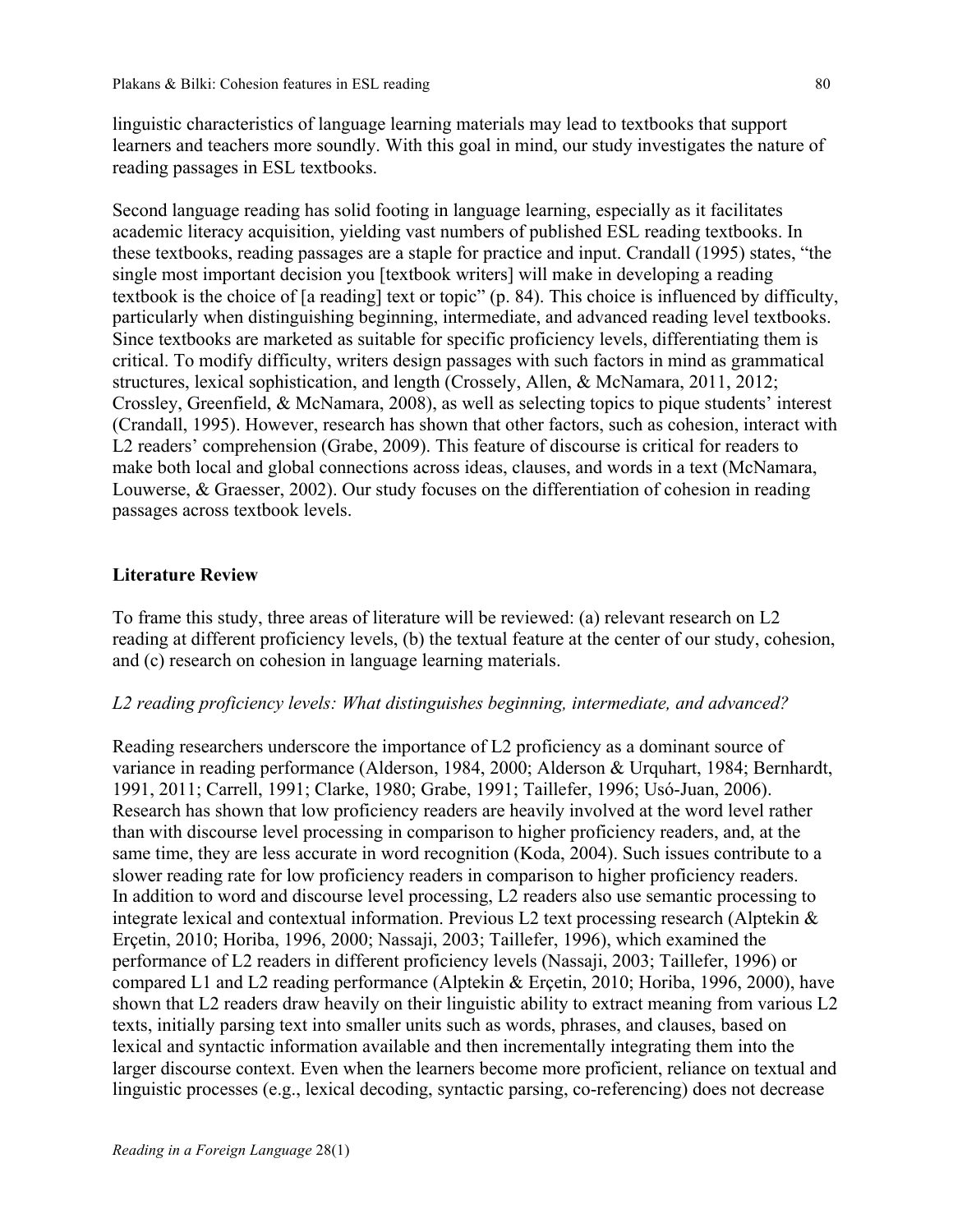linguistic characteristics of language learning materials may lead to textbooks that support learners and teachers more soundly. With this goal in mind, our study investigates the nature of reading passages in ESL textbooks.

Second language reading has solid footing in language learning, especially as it facilitates academic literacy acquisition, yielding vast numbers of published ESL reading textbooks. In these textbooks, reading passages are a staple for practice and input. Crandall (1995) states, "the single most important decision you [textbook writers] will make in developing a reading textbook is the choice of [a reading] text or topic" (p. 84). This choice is influenced by difficulty, particularly when distinguishing beginning, intermediate, and advanced reading level textbooks. Since textbooks are marketed as suitable for specific proficiency levels, differentiating them is critical. To modify difficulty, writers design passages with such factors in mind as grammatical structures, lexical sophistication, and length (Crossely, Allen, & McNamara, 2011, 2012; Crossley, Greenfield, & McNamara, 2008), as well as selecting topics to pique students' interest (Crandall, 1995). However, research has shown that other factors, such as cohesion, interact with L2 readers' comprehension (Grabe, 2009). This feature of discourse is critical for readers to make both local and global connections across ideas, clauses, and words in a text (McNamara, Louwerse, & Graesser, 2002). Our study focuses on the differentiation of cohesion in reading passages across textbook levels.

## Literature Review

To frame this study, three areas of literature will be reviewed: (a) relevant research on L2 reading at different proficiency levels, (b) the textual feature at the center of our study, cohesion, and (c) research on cohesion in language learning materials.

### *L2 reading proficiency levels: What distinguishes beginning, intermediate, and advanced?*

Reading researchers underscore the importance of L2 proficiency as a dominant source of variance in reading performance (Alderson, 1984, 2000; Alderson & Urquhart, 1984; Bernhardt, 1991, 2011; Carrell, 1991; Clarke, 1980; Grabe, 1991; Taillefer, 1996; Usó-Juan, 2006). Research has shown that low proficiency readers are heavily involved at the word level rather than with discourse level processing in comparison to higher proficiency readers, and, at the same time, they are less accurate in word recognition (Koda, 2004). Such issues contribute to a slower reading rate for low proficiency readers in comparison to higher proficiency readers. In addition to word and discourse level processing, L2 readers also use semantic processing to integrate lexical and contextual information. Previous L2 text processing research (Alptekin & Erçetin, 2010; Horiba, 1996, 2000; Nassaji, 2003; Taillefer, 1996), which examined the performance of L2 readers in different proficiency levels (Nassaji, 2003; Taillefer, 1996) or compared L1 and L2 reading performance (Alptekin & Erçetin, 2010; Horiba, 1996, 2000), have shown that L2 readers draw heavily on their linguistic ability to extract meaning from various L2 texts, initially parsing text into smaller units such as words, phrases, and clauses, based on lexical and syntactic information available and then incrementally integrating them into the larger discourse context. Even when the learners become more proficient, reliance on textual and linguistic processes (e.g., lexical decoding, syntactic parsing, co-referencing) does not decrease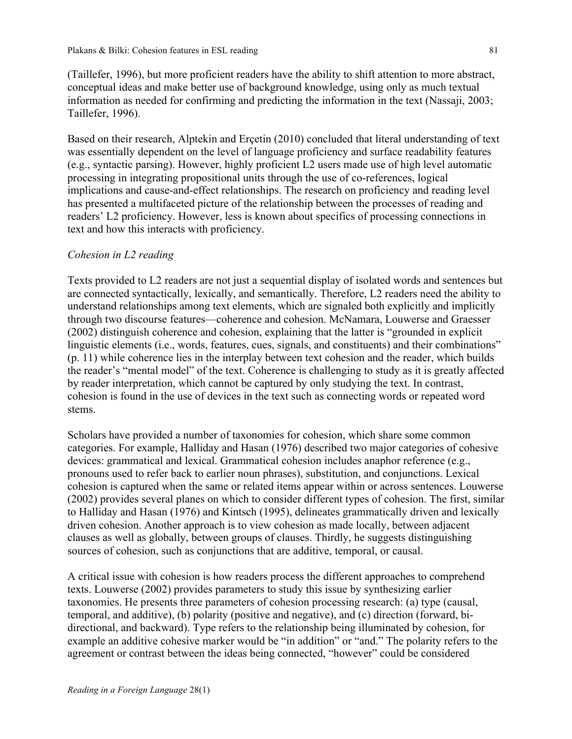(Taillefer, 1996), but more proficient readers have the ability to shift attention to more abstract, conceptual ideas and make better use of background knowledge, using only as much textual information as needed for confirming and predicting the information in the text (Nassaji, 2003; Taillefer, 1996).

Based on their research, Alptekin and Erçetin (2010) concluded that literal understanding of text was essentially dependent on the level of language proficiency and surface readability features (e.g., syntactic parsing). However, highly proficient L2 users made use of high level automatic processing in integrating propositional units through the use of co-references, logical implications and cause-and-effect relationships. The research on proficiency and reading level has presented a multifaceted picture of the relationship between the processes of reading and readers' L2 proficiency. However, less is known about specifics of processing connections in text and how this interacts with proficiency.

### *Cohesion in L2 reading*

Texts provided to L2 readers are not just a sequential display of isolated words and sentences but are connected syntactically, lexically, and semantically. Therefore, L2 readers need the ability to understand relationships among text elements, which are signaled both explicitly and implicitly through two discourse features—coherence and cohesion. McNamara, Louwerse and Graesser (2002) distinguish coherence and cohesion, explaining that the latter is "grounded in explicit linguistic elements (i.e., words, features, cues, signals, and constituents) and their combinations" (p. 11) while coherence lies in the interplay between text cohesion and the reader, which builds the reader's "mental model" of the text. Coherence is challenging to study as it is greatly affected by reader interpretation, which cannot be captured by only studying the text. In contrast, cohesion is found in the use of devices in the text such as connecting words or repeated word stems.

Scholars have provided a number of taxonomies for cohesion, which share some common categories. For example, Halliday and Hasan (1976) described two major categories of cohesive devices: grammatical and lexical. Grammatical cohesion includes anaphor reference (e.g., pronouns used to refer back to earlier noun phrases), substitution, and conjunctions. Lexical cohesion is captured when the same or related items appear within or across sentences. Louwerse (2002) provides several planes on which to consider different types of cohesion. The first, similar to Halliday and Hasan (1976) and Kintsch (1995), delineates grammatically driven and lexically driven cohesion. Another approach is to view cohesion as made locally, between adjacent clauses as well as globally, between groups of clauses. Thirdly, he suggests distinguishing sources of cohesion, such as conjunctions that are additive, temporal, or causal.

A critical issue with cohesion is how readers process the different approaches to comprehend texts. Louwerse (2002) provides parameters to study this issue by synthesizing earlier taxonomies. He presents three parameters of cohesion processing research: (a) type (causal, temporal, and additive), (b) polarity (positive and negative), and (c) direction (forward, bi-directional, and backward). Type refers to the relationship being illuminated by cohesion, for example an additive cohesive marker would be "in addition" or "and." The polarity refers to the agreement or contrast between the ideas being connected, "however" could be considered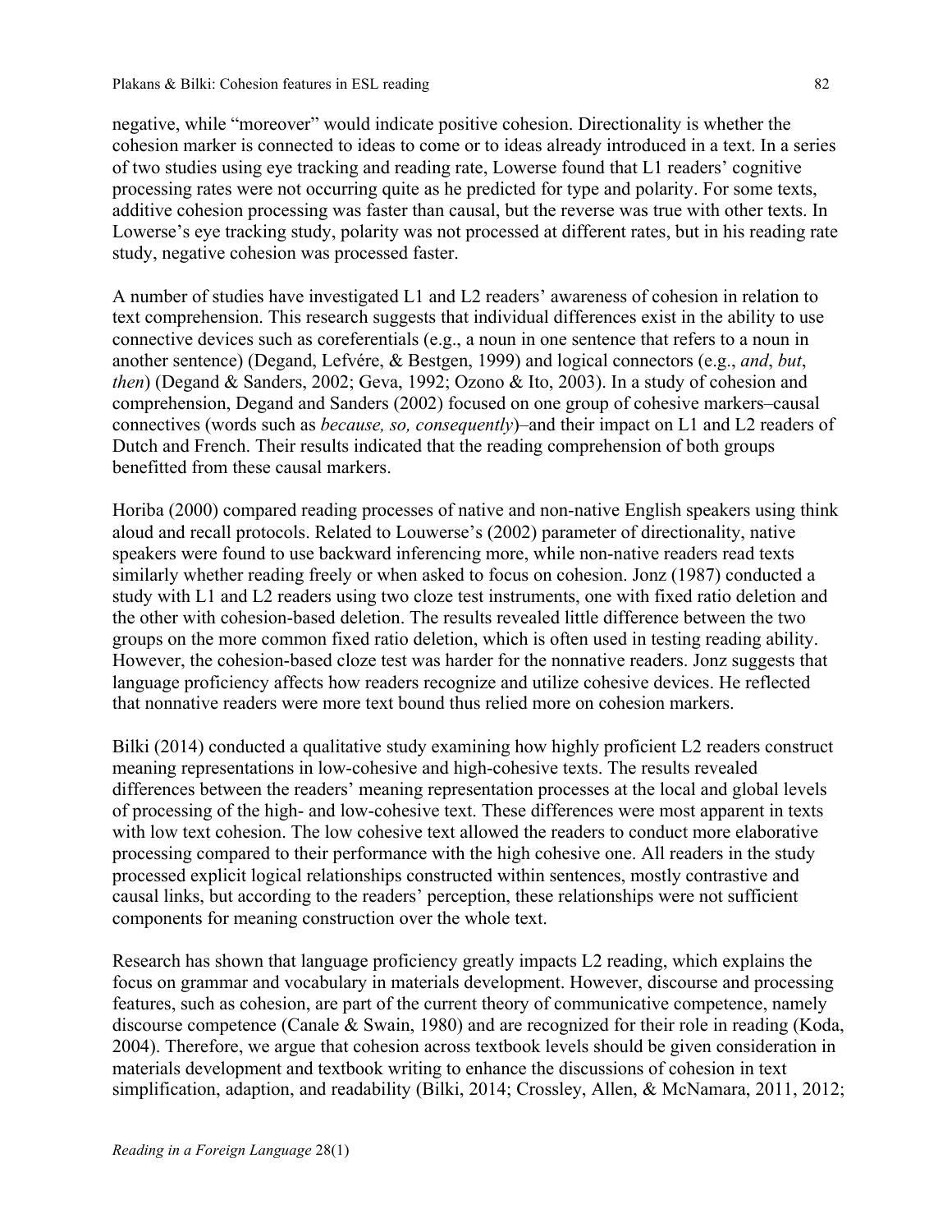negative, while "moreover" would indicate positive cohesion. Directionality is whether the cohesion marker is connected to ideas to come or to ideas already introduced in a text. In a series of two studies using eye tracking and reading rate, Lowerse found that L1 readers' cognitive processing rates were not occurring quite as he predicted for type and polarity. For some texts, additive cohesion processing was faster than causal, but the reverse was true with other texts. In Lowerse's eye tracking study, polarity was not processed at different rates, but in his reading rate study, negative cohesion was processed faster.

A number of studies have investigated L1 and L2 readers' awareness of cohesion in relation to text comprehension. This research suggests that individual differences exist in the ability to use connective devices such as coreferentials (e.g., a noun in one sentence that refers to a noun in another sentence) (Degand, Lefvére, & Bestgen, 1999) and logical connectors (e.g., *and*, *but*, *then*) (Degand & Sanders, 2002; Geva, 1992; Ozono & Ito, 2003). In a study of cohesion and comprehension, Degand and Sanders (2002) focused on one group of cohesive markers–causal connectives (words such as *because, so, consequently*)–and their impact on L1 and L2 readers of Dutch and French. Their results indicated that the reading comprehension of both groups benefitted from these causal markers.

Horiba (2000) compared reading processes of native and non-native English speakers using think aloud and recall protocols. Related to Louwerse's (2002) parameter of directionality, native speakers were found to use backward inferencing more, while non-native readers read texts similarly whether reading freely or when asked to focus on cohesion. Jonz (1987) conducted a study with L1 and L2 readers using two cloze test instruments, one with fixed ratio deletion and the other with cohesion-based deletion. The results revealed little difference between the two groups on the more common fixed ratio deletion, which is often used in testing reading ability. However, the cohesion-based cloze test was harder for the nonnative readers. Jonz suggests that language proficiency affects how readers recognize and utilize cohesive devices. He reflected that nonnative readers were more text bound thus relied more on cohesion markers.

Bilki (2014) conducted a qualitative study examining how highly proficient L2 readers construct meaning representations in low-cohesive and high-cohesive texts. The results revealed differences between the readers' meaning representation processes at the local and global levels of processing of the high- and low-cohesive text. These differences were most apparent in texts with low text cohesion. The low cohesive text allowed the readers to conduct more elaborative processing compared to their performance with the high cohesive one. All readers in the study processed explicit logical relationships constructed within sentences, mostly contrastive and causal links, but according to the readers' perception, these relationships were not sufficient components for meaning construction over the whole text.

Research has shown that language proficiency greatly impacts L2 reading, which explains the focus on grammar and vocabulary in materials development. However, discourse and processing features, such as cohesion, are part of the current theory of communicative competence, namely discourse competence (Canale & Swain, 1980) and are recognized for their role in reading (Koda, 2004). Therefore, we argue that cohesion across textbook levels should be given consideration in materials development and textbook writing to enhance the discussions of cohesion in text simplification, adaption, and readability (Bilki, 2014; Crossley, Allen, & McNamara, 2011, 2012;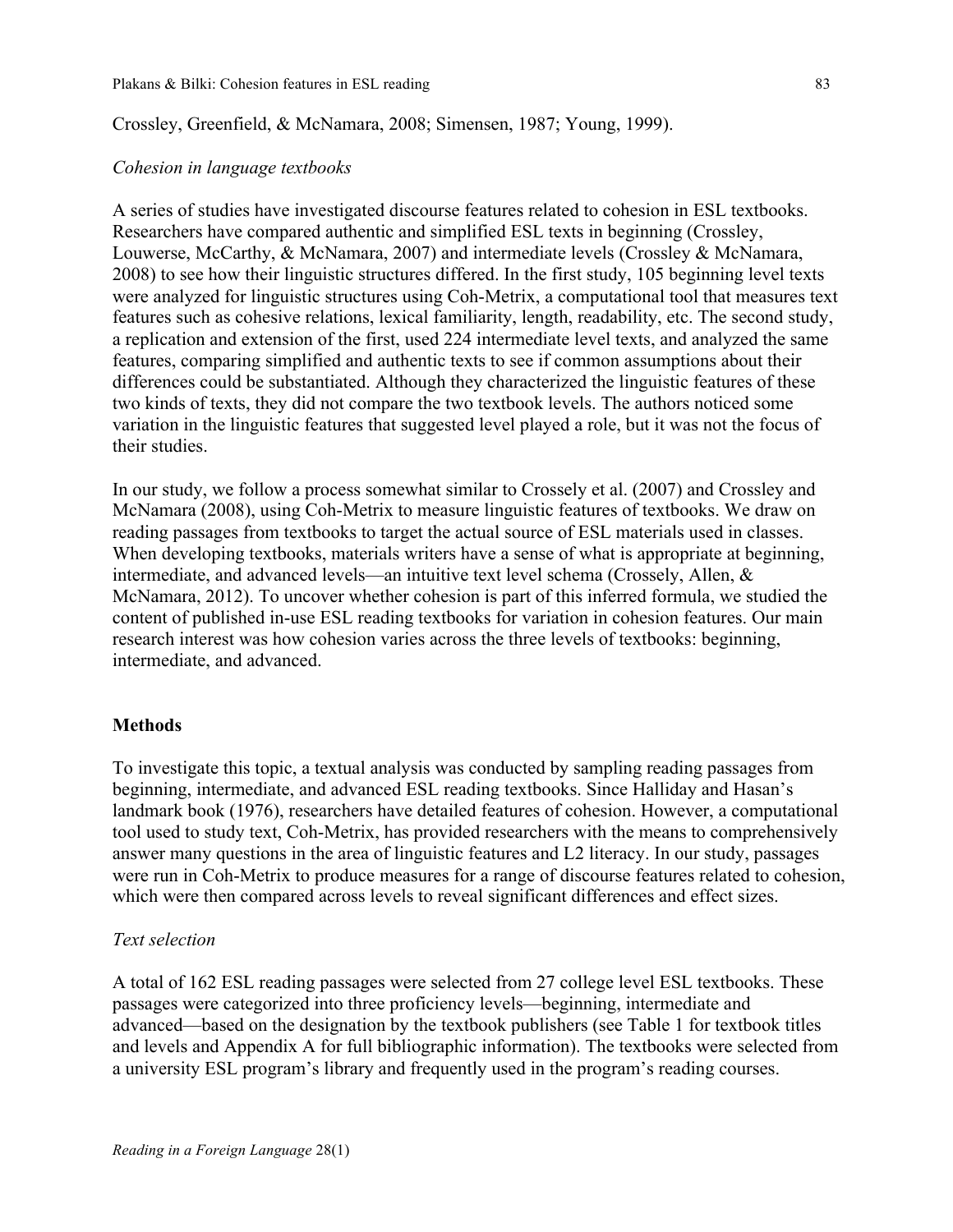Crossley, Greenfield, & McNamara, 2008; Simensen, 1987; Young, 1999).

### *Cohesion in language textbooks*

A series of studies have investigated discourse features related to cohesion in ESL textbooks. Researchers have compared authentic and simplified ESL texts in beginning (Crossley, Louwerse, McCarthy, & McNamara, 2007) and intermediate levels (Crossley & McNamara, 2008) to see how their linguistic structures differed. In the first study, 105 beginning level texts were analyzed for linguistic structures using Coh-Metrix, a computational tool that measures text features such as cohesive relations, lexical familiarity, length, readability, etc. The second study, a replication and extension of the first, used 224 intermediate level texts, and analyzed the same features, comparing simplified and authentic texts to see if common assumptions about their differences could be substantiated. Although they characterized the linguistic features of these two kinds of texts, they did not compare the two textbook levels. The authors noticed some variation in the linguistic features that suggested level played a role, but it was not the focus of their studies.

In our study, we follow a process somewhat similar to Crossely et al. (2007) and Crossley and McNamara (2008), using Coh-Metrix to measure linguistic features of textbooks. We draw on reading passages from textbooks to target the actual source of ESL materials used in classes. When developing textbooks, materials writers have a sense of what is appropriate at beginning, intermediate, and advanced levels—an intuitive text level schema (Crossely, Allen, & McNamara, 2012). To uncover whether cohesion is part of this inferred formula, we studied the content of published in-use ESL reading textbooks for variation in cohesion features. Our main research interest was how cohesion varies across the three levels of textbooks: beginning, intermediate, and advanced.

## Methods

To investigate this topic, a textual analysis was conducted by sampling reading passages from beginning, intermediate, and advanced ESL reading textbooks. Since Halliday and Hasan's landmark book (1976), researchers have detailed features of cohesion. However, a computational tool used to study text, Coh-Metrix, has provided researchers with the means to comprehensively answer many questions in the area of linguistic features and L2 literacy. In our study, passages were run in Coh-Metrix to produce measures for a range of discourse features related to cohesion, which were then compared across levels to reveal significant differences and effect sizes.

### *Text selection*

A total of 162 ESL reading passages were selected from 27 college level ESL textbooks. These passages were categorized into three proficiency levels—beginning, intermediate and advanced—based on the designation by the textbook publishers (see Table 1 for textbook titles and levels and Appendix A for full bibliographic information). The textbooks were selected from a university ESL program's library and frequently used in the program's reading courses.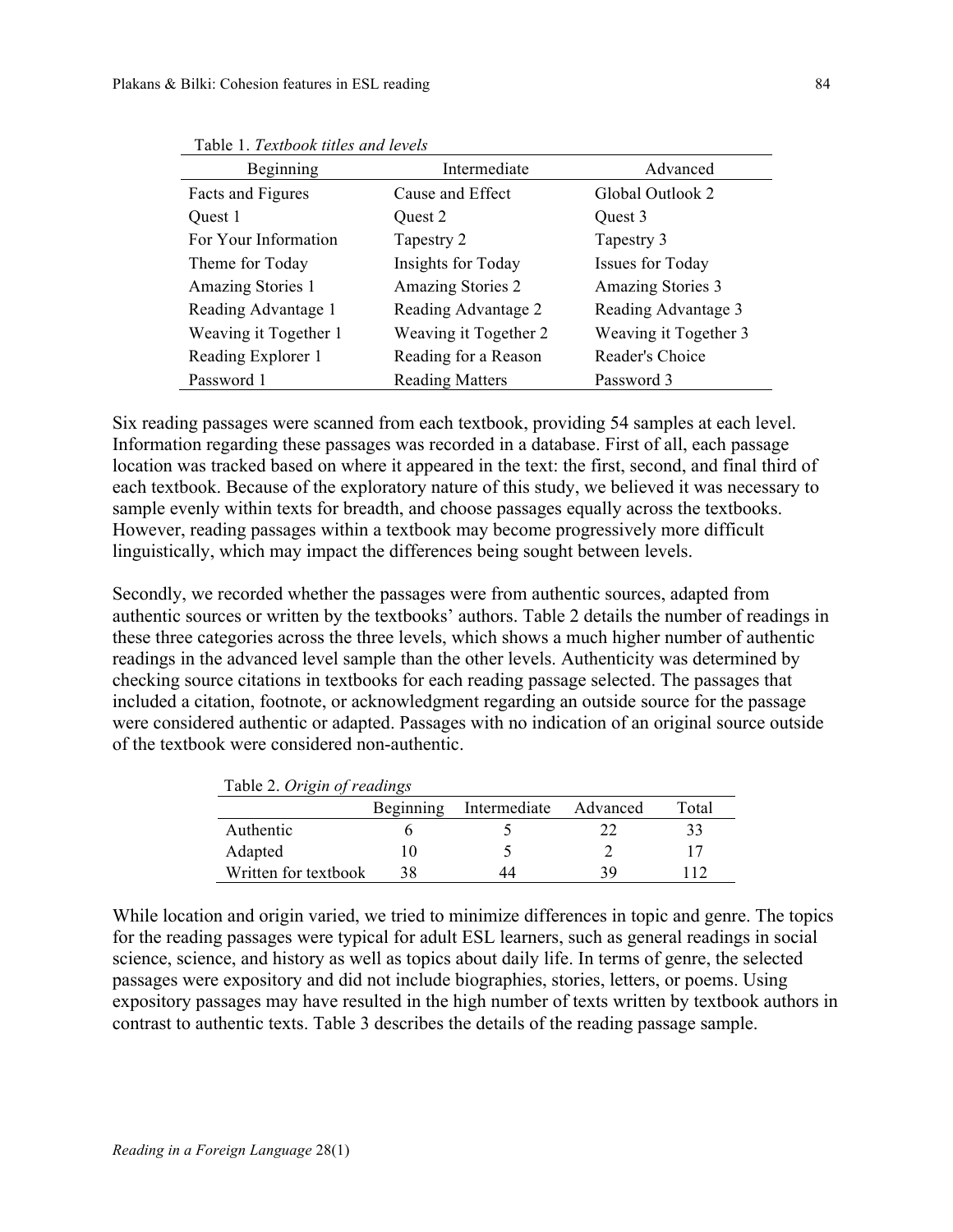Table 1. *Textbook titles and levels*

| Beginning | Intermediate | Advanced |
|---|---|---|
| Facts and Figures | Cause and Effect | Global Outlook 2 |
| Quest 1 | Quest 2 | Quest 3 |
| For Your Information | Tapestry 2 | Tapestry 3 |
| Theme for Today | Insights for Today | Issues for Today |
| Amazing Stories 1 | Amazing Stories 2 | Amazing Stories 3 |
| Reading Advantage 1 | Reading Advantage 2 | Reading Advantage 3 |
| Weaving it Together 1 | Weaving it Together 2 | Weaving it Together 3 |
| Reading Explorer 1 | Reading for a Reason | Reader's Choice |
| Password 1 | Reading Matters | Password 3 |

Six reading passages were scanned from each textbook, providing 54 samples at each level. Information regarding these passages was recorded in a database. First of all, each passage location was tracked based on where it appeared in the text: the first, second, and final third of each textbook. Because of the exploratory nature of this study, we believed it was necessary to sample evenly within texts for breadth, and choose passages equally across the textbooks. However, reading passages within a textbook may become progressively more difficult linguistically, which may impact the differences being sought between levels.

Secondly, we recorded whether the passages were from authentic sources, adapted from authentic sources or written by the textbooks' authors. Table 2 details the number of readings in these three categories across the three levels, which shows a much higher number of authentic readings in the advanced level sample than the other levels. Authenticity was determined by checking source citations in textbooks for each reading passage selected. The passages that included a citation, footnote, or acknowledgment regarding an outside source for the passage were considered authentic or adapted. Passages with no indication of an original source outside of the textbook were considered non-authentic.

Table 2. *Origin of readings*

| | Beginning | Intermediate | Advanced | Total |
|---|---|---|---|---|
| Authentic | 6 | 5 | 22 | 33 |
| Adapted | 10 | 5 | 2 | 17 |
| Written for textbook | 38 | 44 | 39 | 112 |

While location and origin varied, we tried to minimize differences in topic and genre. The topics for the reading passages were typical for adult ESL learners, such as general readings in social science, science, and history as well as topics about daily life. In terms of genre, the selected passages were expository and did not include biographies, stories, letters, or poems. Using expository passages may have resulted in the high number of texts written by textbook authors in contrast to authentic texts. Table 3 describes the details of the reading passage sample.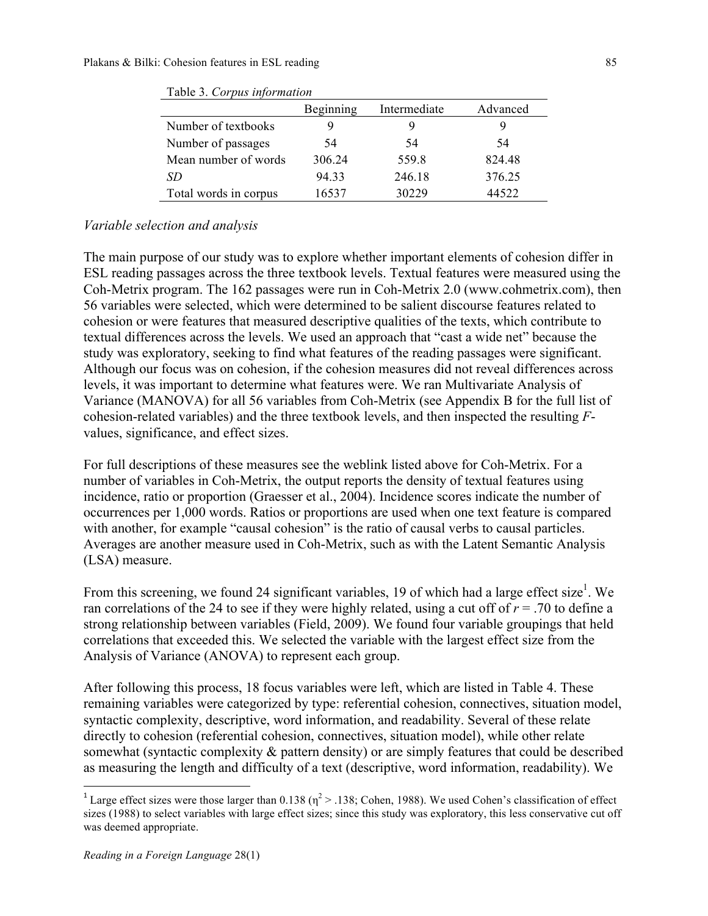Table 3. *Corpus information*

| | Beginning | Intermediate | Advanced |
|---|---|---|---|
| Number of textbooks | 9 | 9 | 9 |
| Number of passages | 54 | 54 | 54 |
| Mean number of words | 306.24 | 559.8 | 824.48 |
| *SD* | 94.33 | 246.18 | 376.25 |
| Total words in corpus | 16537 | 30229 | 44522 |

*Variable selection and analysis*

The main purpose of our study was to explore whether important elements of cohesion differ in ESL reading passages across the three textbook levels. Textual features were measured using the Coh-Metrix program. The 162 passages were run in Coh-Metrix 2.0 (www.cohmetrix.com), then 56 variables were selected, which were determined to be salient discourse features related to cohesion or were features that measured descriptive qualities of the texts, which contribute to textual differences across the levels. We used an approach that "cast a wide net" because the study was exploratory, seeking to find what features of the reading passages were significant. Although our focus was on cohesion, if the cohesion measures did not reveal differences across levels, it was important to determine what features were. We ran Multivariate Analysis of Variance (MANOVA) for all 56 variables from Coh-Metrix (see Appendix B for the full list of cohesion-related variables) and the three textbook levels, and then inspected the resulting *F*-values, significance, and effect sizes.

For full descriptions of these measures see the weblink listed above for Coh-Metrix. For a number of variables in Coh-Metrix, the output reports the density of textual features using incidence, ratio or proportion (Graesser et al., 2004). Incidence scores indicate the number of occurrences per 1,000 words. Ratios or proportions are used when one text feature is compared with another, for example "causal cohesion" is the ratio of causal verbs to causal particles. Averages are another measure used in Coh-Metrix, such as with the Latent Semantic Analysis (LSA) measure.

From this screening, we found 24 significant variables, 19 of which had a large effect size[1]. We ran correlations of the 24 to see if they were highly related, using a cut off of $r = .70$ to define a strong relationship between variables (Field, 2009). We found four variable groupings that held correlations that exceeded this. We selected the variable with the largest effect size from the Analysis of Variance (ANOVA) to represent each group.

After following this process, 18 focus variables were left, which are listed in Table 4. These remaining variables were categorized by type: referential cohesion, connectives, situation model, syntactic complexity, descriptive, word information, and readability. Several of these relate directly to cohesion (referential cohesion, connectives, situation model), while other relate somewhat (syntactic complexity & pattern density) or are simply features that could be described as measuring the length and difficulty of a text (descriptive, word information, readability). We

[1] Large effect sizes were those larger than 0.138 ($\eta^2 > .138$; Cohen, 1988). We used Cohen's classification of effect sizes (1988) to select variables with large effect sizes; since this study was exploratory, this less conservative cut off was deemed appropriate.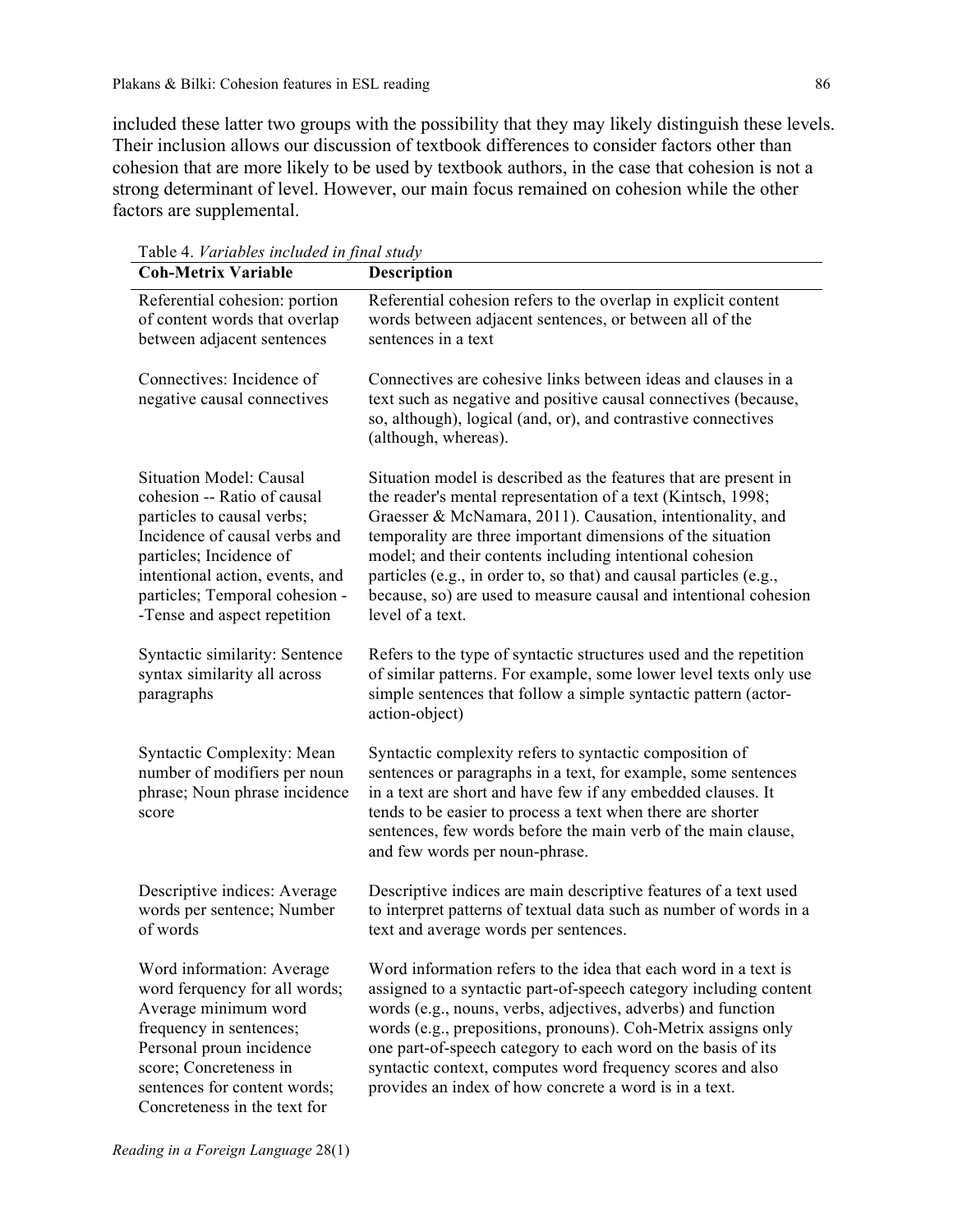included these latter two groups with the possibility that they may likely distinguish these levels. Their inclusion allows our discussion of textbook differences to consider factors other than cohesion that are more likely to be used by textbook authors, in the case that cohesion is not a strong determinant of level. However, our main focus remained on cohesion while the other factors are supplemental.

Table 4. *Variables included in final study*

| Coh-Metrix Variable | Description |
|---|---|
| Referential cohesion: portion of content words that overlap between adjacent sentences | Referential cohesion refers to the overlap in explicit content words between adjacent sentences, or between all of the sentences in a text |
| Connectives: Incidence of negative causal connectives | Connectives are cohesive links between ideas and clauses in a text such as negative and positive causal connectives (because, so, although), logical (and, or), and contrastive connectives (although, whereas). |
| Situation Model: Causal cohesion -- Ratio of causal particles to causal verbs; Incidence of causal verbs and particles; Incidence of intentional action, events, and particles; Temporal cohesion --Tense and aspect repetition | Situation model is described as the features that are present in the reader's mental representation of a text (Kintsch, 1998; Graesser & McNamara, 2011). Causation, intentionality, and temporality are three important dimensions of the situation model; and their contents including intentional cohesion particles (e.g., in order to, so that) and causal particles (e.g., because, so) are used to measure causal and intentional cohesion level of a text. |
| Syntactic similarity: Sentence syntax similarity all across paragraphs | Refers to the type of syntactic structures used and the repetition of similar patterns. For example, some lower level texts only use simple sentences that follow a simple syntactic pattern (actor-action-object) |
| Syntactic Complexity: Mean number of modifiers per noun phrase; Noun phrase incidence score | Syntactic complexity refers to syntactic composition of sentences or paragraphs in a text, for example, some sentences in a text are short and have few if any embedded clauses. It tends to be easier to process a text when there are shorter sentences, few words before the main verb of the main clause, and few words per noun-phrase. |
| Descriptive indices: Average words per sentence; Number of words | Descriptive indices are main descriptive features of a text used to interpret patterns of textual data such as number of words in a text and average words per sentences. |
| Word information: Average word ferquency for all words; Average minimum word frequency in sentences; Personal proun incidence score; Concreteness in sentences for content words; Concreteness in the text for | Word information refers to the idea that each word in a text is assigned to a syntactic part-of-speech category including content words (e.g., nouns, verbs, adjectives, adverbs) and function words (e.g., prepositions, pronouns). Coh-Metrix assigns only one part-of-speech category to each word on the basis of its syntactic context, computes word frequency scores and also provides an index of how concrete a word is in a text. |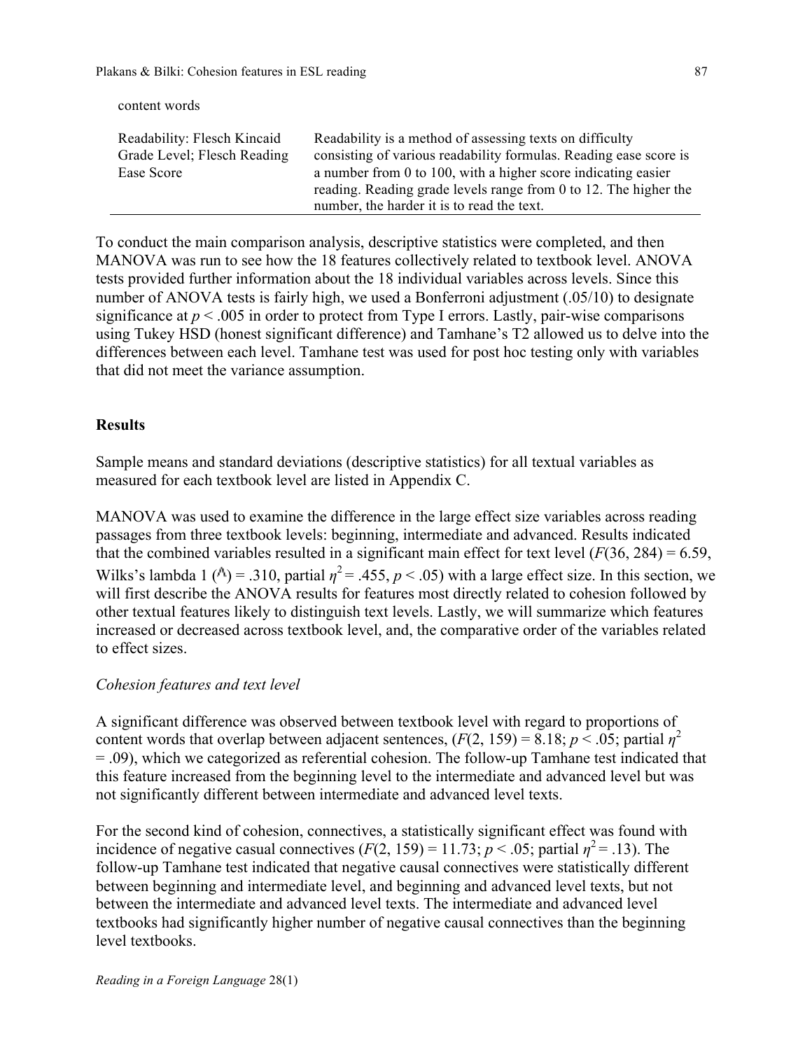| | |
|---|---|
| content words | |
| Readability: Flesch Kincaid Grade Level; Flesch Reading Ease Score | Readability is a method of assessing texts on difficulty consisting of various readability formulas. Reading ease score is a number from 0 to 100, with a higher score indicating easier reading. Reading grade levels range from 0 to 12. The higher the number, the harder it is to read the text. |

To conduct the main comparison analysis, descriptive statistics were completed, and then MANOVA was run to see how the 18 features collectively related to textbook level. ANOVA tests provided further information about the 18 individual variables across levels. Since this number of ANOVA tests is fairly high, we used a Bonferroni adjustment (.05/10) to designate significance at $p < .005$ in order to protect from Type I errors. Lastly, pair-wise comparisons using Tukey HSD (honest significant difference) and Tamhane's T2 allowed us to delve into the differences between each level. Tamhane test was used for post hoc testing only with variables that did not meet the variance assumption.

## Results

Sample means and standard deviations (descriptive statistics) for all textual variables as measured for each textbook level are listed in Appendix C.

MANOVA was used to examine the difference in the large effect size variables across reading passages from three textbook levels: beginning, intermediate and advanced. Results indicated that the combined variables resulted in a significant main effect for text level ($F(36, 284) = 6.59$, Wilks's lambda 1 ($\Lambda$) = .310, partial $\eta^2 = .455$, $p < .05$) with a large effect size. In this section, we will first describe the ANOVA results for features most directly related to cohesion followed by other textual features likely to distinguish text levels. Lastly, we will summarize which features increased or decreased across textbook level, and, the comparative order of the variables related to effect sizes.

### *Cohesion features and text level*

A significant difference was observed between textbook level with regard to proportions of content words that overlap between adjacent sentences, ($F(2, 159) = 8.18$; $p < .05$; partial $\eta^2 = .09$), which we categorized as referential cohesion. The follow-up Tamhane test indicated that this feature increased from the beginning level to the intermediate and advanced level but was not significantly different between intermediate and advanced level texts.

For the second kind of cohesion, connectives, a statistically significant effect was found with incidence of negative casual connectives ($F(2, 159) = 11.73$; $p < .05$; partial $\eta^2 = .13$). The follow-up Tamhane test indicated that negative causal connectives were statistically different between beginning and intermediate level, and beginning and advanced level texts, but not between the intermediate and advanced level texts. The intermediate and advanced level textbooks had significantly higher number of negative causal connectives than the beginning level textbooks.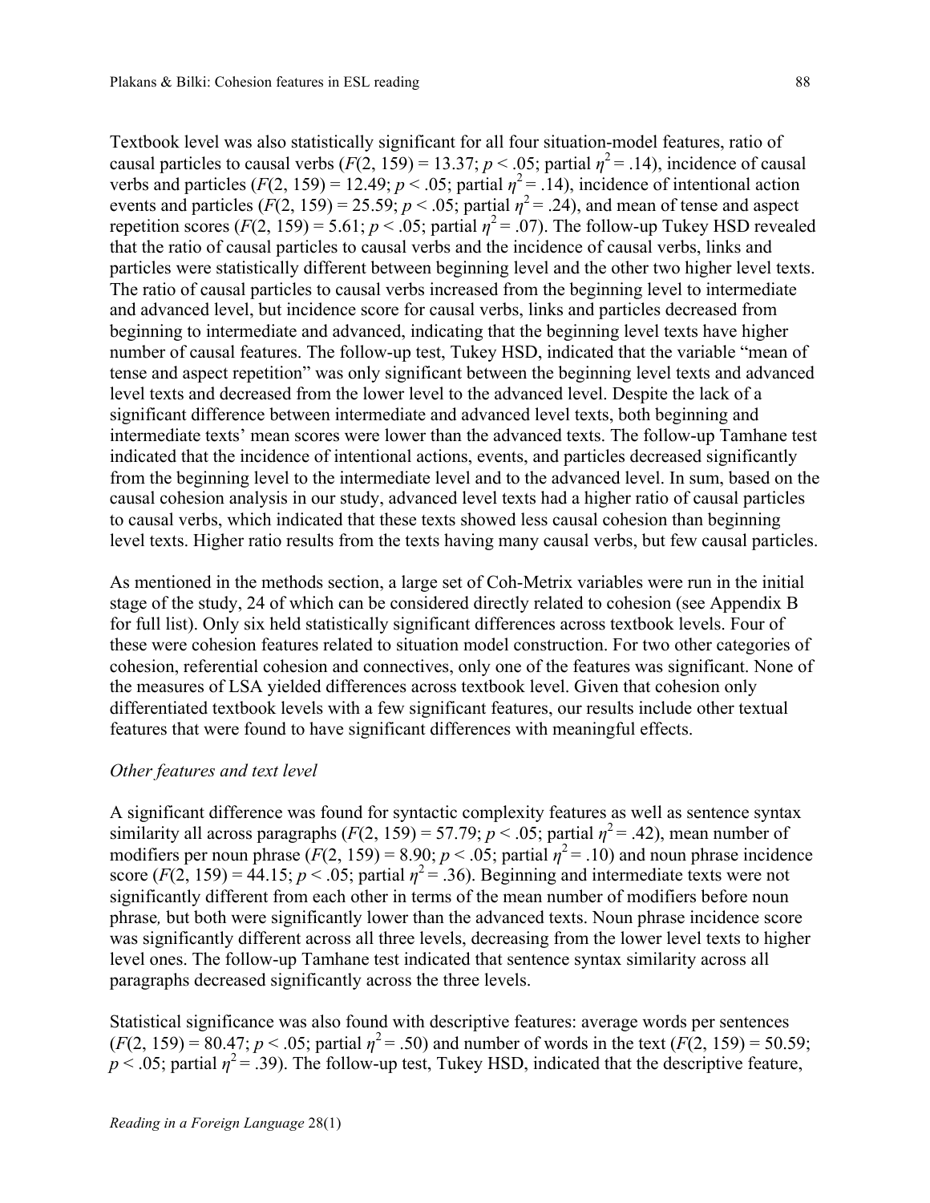Textbook level was also statistically significant for all four situation-model features, ratio of causal particles to causal verbs ($F(2, 159) = 13.37$; $p < .05$; partial $\eta^2 = .14$), incidence of causal verbs and particles ($F(2, 159) = 12.49$; $p < .05$; partial $\eta^2 = .14$), incidence of intentional action events and particles ($F(2, 159) = 25.59$; $p < .05$; partial $\eta^2 = .24$), and mean of tense and aspect repetition scores ($F(2, 159) = 5.61$; $p < .05$; partial $\eta^2 = .07$). The follow-up Tukey HSD revealed that the ratio of causal particles to causal verbs and the incidence of causal verbs, links and particles were statistically different between beginning level and the other two higher level texts. The ratio of causal particles to causal verbs increased from the beginning level to intermediate and advanced level, but incidence score for causal verbs, links and particles decreased from beginning to intermediate and advanced, indicating that the beginning level texts have higher number of causal features. The follow-up test, Tukey HSD, indicated that the variable "mean of tense and aspect repetition" was only significant between the beginning level texts and advanced level texts and decreased from the lower level to the advanced level. Despite the lack of a significant difference between intermediate and advanced level texts, both beginning and intermediate texts' mean scores were lower than the advanced texts. The follow-up Tamhane test indicated that the incidence of intentional actions, events, and particles decreased significantly from the beginning level to the intermediate level and to the advanced level. In sum, based on the causal cohesion analysis in our study, advanced level texts had a higher ratio of causal particles to causal verbs, which indicated that these texts showed less causal cohesion than beginning level texts. Higher ratio results from the texts having many causal verbs, but few causal particles.

As mentioned in the methods section, a large set of Coh-Metrix variables were run in the initial stage of the study, 24 of which can be considered directly related to cohesion (see Appendix B for full list). Only six held statistically significant differences across textbook levels. Four of these were cohesion features related to situation model construction. For two other categories of cohesion, referential cohesion and connectives, only one of the features was significant. None of the measures of LSA yielded differences across textbook level. Given that cohesion only differentiated textbook levels with a few significant features, our results include other textual features that were found to have significant differences with meaningful effects.

### *Other features and text level*

A significant difference was found for syntactic complexity features as well as sentence syntax similarity all across paragraphs ($F(2, 159) = 57.79$; $p < .05$; partial $\eta^2 = .42$), mean number of modifiers per noun phrase ($F(2, 159) = 8.90$; $p < .05$; partial $\eta^2 = .10$) and noun phrase incidence score ($F(2, 159) = 44.15$; $p < .05$; partial $\eta^2 = .36$). Beginning and intermediate texts were not significantly different from each other in terms of the mean number of modifiers before noun phrase*,* but both were significantly lower than the advanced texts. Noun phrase incidence score was significantly different across all three levels, decreasing from the lower level texts to higher level ones. The follow-up Tamhane test indicated that sentence syntax similarity across all paragraphs decreased significantly across the three levels.

Statistical significance was also found with descriptive features: average words per sentences ($F(2, 159) = 80.47$; $p < .05$; partial $\eta^2 = .50$) and number of words in the text ($F(2, 159) = 50.59$; $p < .05$; partial $\eta^2 = .39$). The follow-up test, Tukey HSD, indicated that the descriptive feature,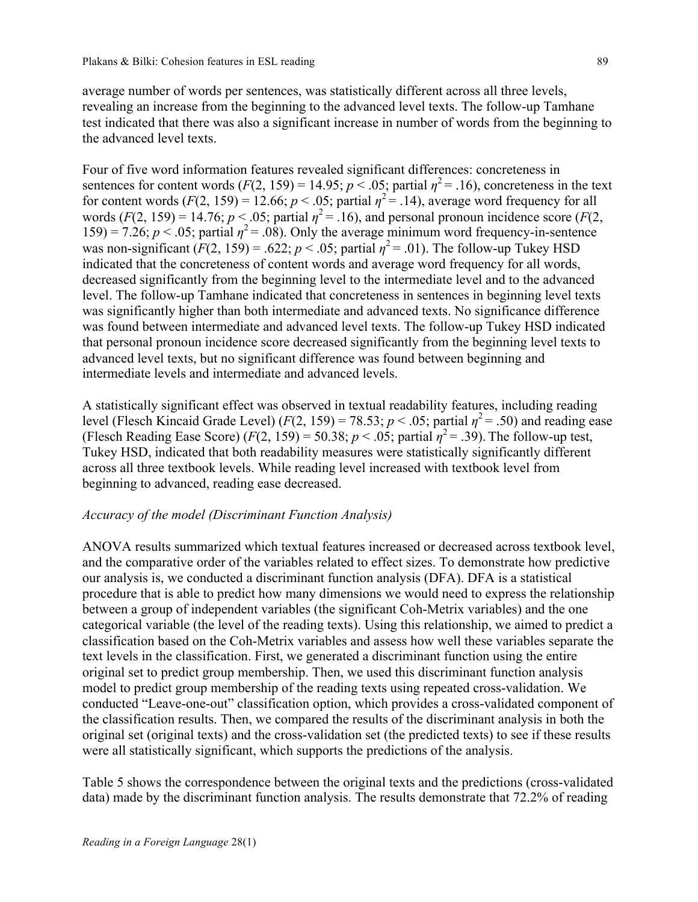average number of words per sentences, was statistically different across all three levels, revealing an increase from the beginning to the advanced level texts. The follow-up Tamhane test indicated that there was also a significant increase in number of words from the beginning to the advanced level texts.

Four of five word information features revealed significant differences: concreteness in sentences for content words ($F(2, 159) = 14.95$; $p < .05$; partial $\eta^2 = .16$), concreteness in the text for content words ($F(2, 159) = 12.66$; $p < .05$; partial $\eta^2 = .14$), average word frequency for all words ($F(2, 159) = 14.76$; $p < .05$; partial $\eta^2 = .16$), and personal pronoun incidence score ($F(2, 159) = 7.26$; $p < .05$; partial $\eta^2 = .08$). Only the average minimum word frequency-in-sentence was non-significant ($F(2, 159) = .622$; $p < .05$; partial $\eta^2 = .01$). The follow-up Tukey HSD indicated that the concreteness of content words and average word frequency for all words, decreased significantly from the beginning level to the intermediate level and to the advanced level. The follow-up Tamhane indicated that concreteness in sentences in beginning level texts was significantly higher than both intermediate and advanced texts. No significance difference was found between intermediate and advanced level texts. The follow-up Tukey HSD indicated that personal pronoun incidence score decreased significantly from the beginning level texts to advanced level texts, but no significant difference was found between beginning and intermediate levels and intermediate and advanced levels.

A statistically significant effect was observed in textual readability features, including reading level (Flesch Kincaid Grade Level) ($F(2, 159) = 78.53$; $p < .05$; partial $\eta^2 = .50$) and reading ease (Flesch Reading Ease Score) ($F(2, 159) = 50.38$; $p < .05$; partial $\eta^2 = .39$). The follow-up test, Tukey HSD, indicated that both readability measures were statistically significantly different across all three textbook levels. While reading level increased with textbook level from beginning to advanced, reading ease decreased.

*Accuracy of the model (Discriminant Function Analysis)*

ANOVA results summarized which textual features increased or decreased across textbook level, and the comparative order of the variables related to effect sizes. To demonstrate how predictive our analysis is, we conducted a discriminant function analysis (DFA). DFA is a statistical procedure that is able to predict how many dimensions we would need to express the relationship between a group of independent variables (the significant Coh-Metrix variables) and the one categorical variable (the level of the reading texts). Using this relationship, we aimed to predict a classification based on the Coh-Metrix variables and assess how well these variables separate the text levels in the classification. First, we generated a discriminant function using the entire original set to predict group membership. Then, we used this discriminant function analysis model to predict group membership of the reading texts using repeated cross-validation. We conducted "Leave-one-out" classification option, which provides a cross-validated component of the classification results. Then, we compared the results of the discriminant analysis in both the original set (original texts) and the cross-validation set (the predicted texts) to see if these results were all statistically significant, which supports the predictions of the analysis.

Table 5 shows the correspondence between the original texts and the predictions (cross-validated data) made by the discriminant function analysis. The results demonstrate that 72.2% of reading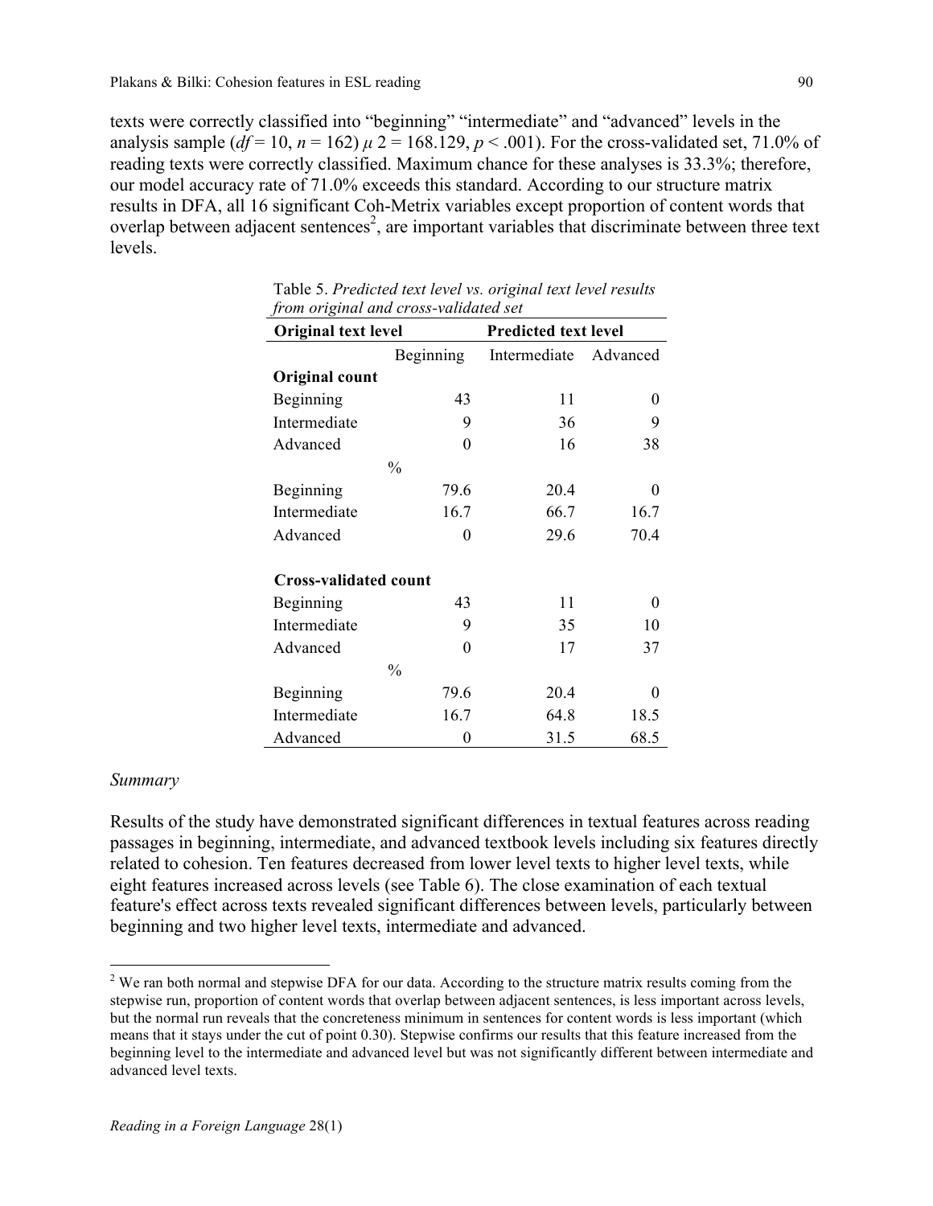texts were correctly classified into "beginning" "intermediate" and "advanced" levels in the analysis sample ($df = 10$, $n = 162$) $\mu$ 2 = 168.129, $p < .001$). For the cross-validated set, 71.0% of reading texts were correctly classified. Maximum chance for these analyses is 33.3%; therefore, our model accuracy rate of 71.0% exceeds this standard. According to our structure matrix results in DFA, all 16 significant Coh-Metrix variables except proportion of content words that overlap between adjacent sentences[2], are important variables that discriminate between three text levels.

Table 5. *Predicted text level vs. original text level results from original and cross-validated set*

| Original text level | Predicted text level | | |
|---|---|---|---|
| | Beginning | Intermediate | Advanced |
| **Original count** | | | |
| Beginning | 43 | 11 | 0 |
| Intermediate | 9 | 36 | 9 |
| Advanced | 0 | 16 | 38 |
| % | | | |
| Beginning | 79.6 | 20.4 | 0 |
| Intermediate | 16.7 | 66.7 | 16.7 |
| Advanced | 0 | 29.6 | 70.4 |
| **Cross-validated count** | | | |
| Beginning | 43 | 11 | 0 |
| Intermediate | 9 | 35 | 10 |
| Advanced | 0 | 17 | 37 |
| % | | | |
| Beginning | 79.6 | 20.4 | 0 |
| Intermediate | 16.7 | 64.8 | 18.5 |
| Advanced | 0 | 31.5 | 68.5 |

*Summary*

Results of the study have demonstrated significant differences in textual features across reading passages in beginning, intermediate, and advanced textbook levels including six features directly related to cohesion. Ten features decreased from lower level texts to higher level texts, while eight features increased across levels (see Table 6). The close examination of each textual feature's effect across texts revealed significant differences between levels, particularly between beginning and two higher level texts, intermediate and advanced.

[2] We ran both normal and stepwise DFA for our data. According to the structure matrix results coming from the stepwise run, proportion of content words that overlap between adjacent sentences, is less important across levels, but the normal run reveals that the concreteness minimum in sentences for content words is less important (which means that it stays under the cut of point 0.30). Stepwise confirms our results that this feature increased from the beginning level to the intermediate and advanced level but was not significantly different between intermediate and advanced level texts.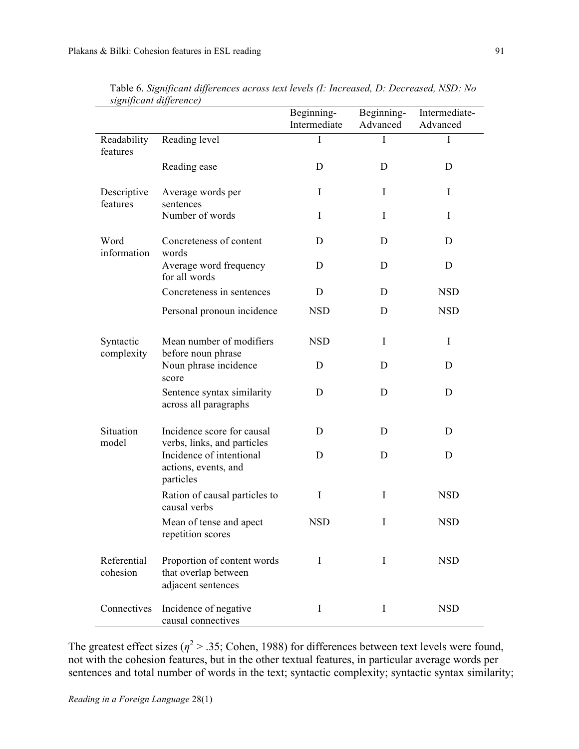Table 6. *Significant differences across text levels (I: Increased, D: Decreased, NSD: No significant difference)*

| | | Beginning-Intermediate | Beginning-Advanced | Intermediate-Advanced |
|---|---|---|---|---|
| Readability features | Reading level | I | I | I |
| | Reading ease | D | D | D |
| Descriptive features | Average words per sentences | I | I | I |
| | Number of words | I | I | I |
| Word information | Concreteness of content words | D | D | D |
| | Average word frequency for all words | D | D | D |
| | Concreteness in sentences | D | D | NSD |
| | Personal pronoun incidence | NSD | D | NSD |
| Syntactic complexity | Mean number of modifiers before noun phrase | NSD | I | I |
| | Noun phrase incidence score | D | D | D |
| | Sentence syntax similarity across all paragraphs | D | D | D |
| Situation model | Incidence score for causal verbs, links, and particles | D | D | D |
| | Incidence of intentional actions, events, and particles | D | D | D |
| | Ration of causal particles to causal verbs | I | I | NSD |
| | Mean of tense and apect repetition scores | NSD | I | NSD |
| Referential cohesion | Proportion of content words that overlap between adjacent sentences | I | I | NSD |
| Connectives | Incidence of negative causal connectives | I | I | NSD |

The greatest effect sizes ($\eta^2 > .35$; Cohen, 1988) for differences between text levels were found, not with the cohesion features, but in the other textual features, in particular average words per sentences and total number of words in the text; syntactic complexity; syntactic syntax similarity;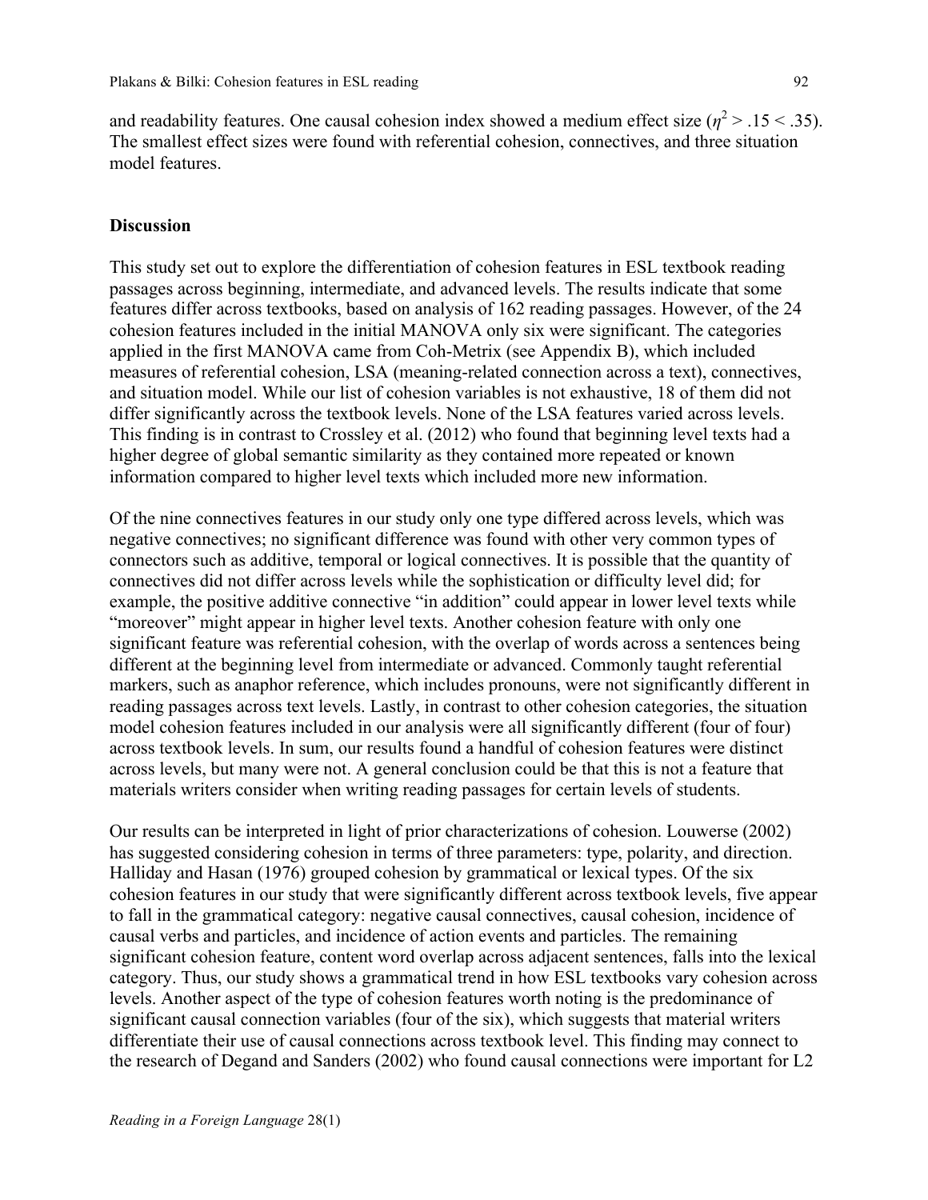and readability features. One causal cohesion index showed a medium effect size ($\eta^2 > .15 < .35$). The smallest effect sizes were found with referential cohesion, connectives, and three situation model features.

## Discussion

This study set out to explore the differentiation of cohesion features in ESL textbook reading passages across beginning, intermediate, and advanced levels. The results indicate that some features differ across textbooks, based on analysis of 162 reading passages. However, of the 24 cohesion features included in the initial MANOVA only six were significant. The categories applied in the first MANOVA came from Coh-Metrix (see Appendix B), which included measures of referential cohesion, LSA (meaning-related connection across a text), connectives, and situation model. While our list of cohesion variables is not exhaustive, 18 of them did not differ significantly across the textbook levels. None of the LSA features varied across levels. This finding is in contrast to Crossley et al. (2012) who found that beginning level texts had a higher degree of global semantic similarity as they contained more repeated or known information compared to higher level texts which included more new information.

Of the nine connectives features in our study only one type differed across levels, which was negative connectives; no significant difference was found with other very common types of connectors such as additive, temporal or logical connectives. It is possible that the quantity of connectives did not differ across levels while the sophistication or difficulty level did; for example, the positive additive connective "in addition" could appear in lower level texts while "moreover" might appear in higher level texts. Another cohesion feature with only one significant feature was referential cohesion, with the overlap of words across a sentences being different at the beginning level from intermediate or advanced. Commonly taught referential markers, such as anaphor reference, which includes pronouns, were not significantly different in reading passages across text levels. Lastly, in contrast to other cohesion categories, the situation model cohesion features included in our analysis were all significantly different (four of four) across textbook levels. In sum, our results found a handful of cohesion features were distinct across levels, but many were not. A general conclusion could be that this is not a feature that materials writers consider when writing reading passages for certain levels of students.

Our results can be interpreted in light of prior characterizations of cohesion. Louwerse (2002) has suggested considering cohesion in terms of three parameters: type, polarity, and direction. Halliday and Hasan (1976) grouped cohesion by grammatical or lexical types. Of the six cohesion features in our study that were significantly different across textbook levels, five appear to fall in the grammatical category: negative causal connectives, causal cohesion, incidence of causal verbs and particles, and incidence of action events and particles. The remaining significant cohesion feature, content word overlap across adjacent sentences, falls into the lexical category. Thus, our study shows a grammatical trend in how ESL textbooks vary cohesion across levels. Another aspect of the type of cohesion features worth noting is the predominance of significant causal connection variables (four of the six), which suggests that material writers differentiate their use of causal connections across textbook level. This finding may connect to the research of Degand and Sanders (2002) who found causal connections were important for L2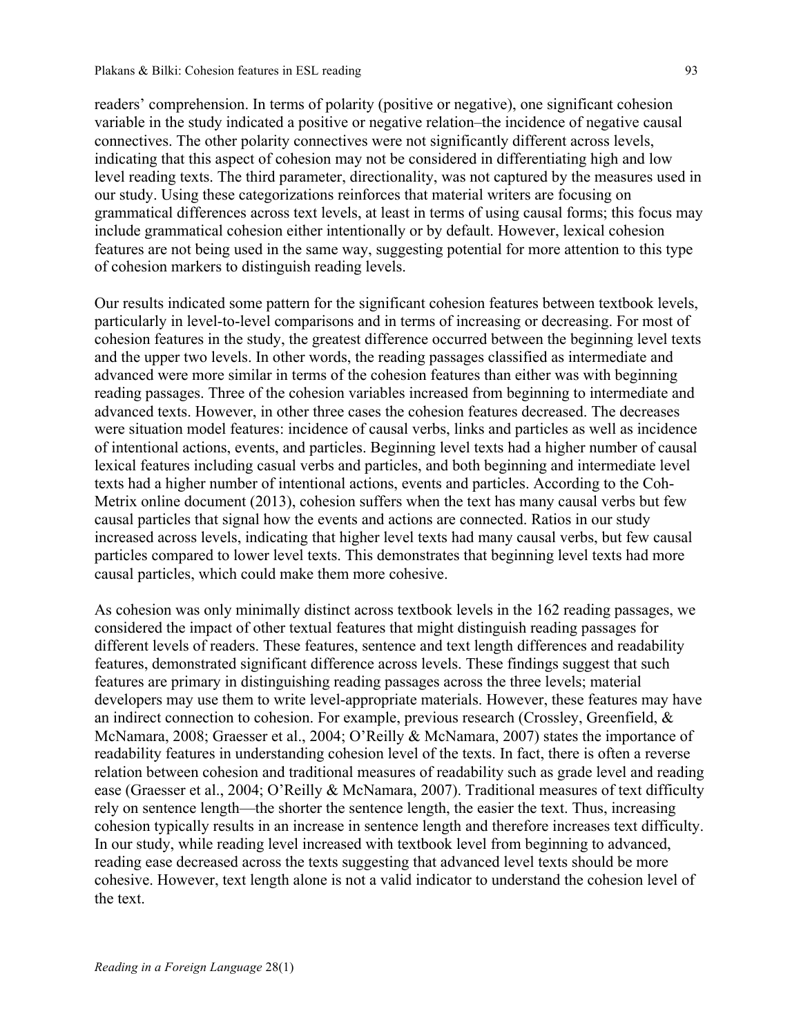readers' comprehension. In terms of polarity (positive or negative), one significant cohesion variable in the study indicated a positive or negative relation–the incidence of negative causal connectives. The other polarity connectives were not significantly different across levels, indicating that this aspect of cohesion may not be considered in differentiating high and low level reading texts. The third parameter, directionality, was not captured by the measures used in our study. Using these categorizations reinforces that material writers are focusing on grammatical differences across text levels, at least in terms of using causal forms; this focus may include grammatical cohesion either intentionally or by default. However, lexical cohesion features are not being used in the same way, suggesting potential for more attention to this type of cohesion markers to distinguish reading levels.

Our results indicated some pattern for the significant cohesion features between textbook levels, particularly in level-to-level comparisons and in terms of increasing or decreasing. For most of cohesion features in the study, the greatest difference occurred between the beginning level texts and the upper two levels. In other words, the reading passages classified as intermediate and advanced were more similar in terms of the cohesion features than either was with beginning reading passages. Three of the cohesion variables increased from beginning to intermediate and advanced texts. However, in other three cases the cohesion features decreased. The decreases were situation model features: incidence of causal verbs, links and particles as well as incidence of intentional actions, events, and particles. Beginning level texts had a higher number of causal lexical features including casual verbs and particles, and both beginning and intermediate level texts had a higher number of intentional actions, events and particles. According to the Coh-Metrix online document (2013), cohesion suffers when the text has many causal verbs but few causal particles that signal how the events and actions are connected. Ratios in our study increased across levels, indicating that higher level texts had many causal verbs, but few causal particles compared to lower level texts. This demonstrates that beginning level texts had more causal particles, which could make them more cohesive.

As cohesion was only minimally distinct across textbook levels in the 162 reading passages, we considered the impact of other textual features that might distinguish reading passages for different levels of readers. These features, sentence and text length differences and readability features, demonstrated significant difference across levels. These findings suggest that such features are primary in distinguishing reading passages across the three levels; material developers may use them to write level-appropriate materials. However, these features may have an indirect connection to cohesion. For example, previous research (Crossley, Greenfield, & McNamara, 2008; Graesser et al., 2004; O'Reilly & McNamara, 2007) states the importance of readability features in understanding cohesion level of the texts. In fact, there is often a reverse relation between cohesion and traditional measures of readability such as grade level and reading ease (Graesser et al., 2004; O'Reilly & McNamara, 2007). Traditional measures of text difficulty rely on sentence length—the shorter the sentence length, the easier the text. Thus, increasing cohesion typically results in an increase in sentence length and therefore increases text difficulty. In our study, while reading level increased with textbook level from beginning to advanced, reading ease decreased across the texts suggesting that advanced level texts should be more cohesive. However, text length alone is not a valid indicator to understand the cohesion level of the text.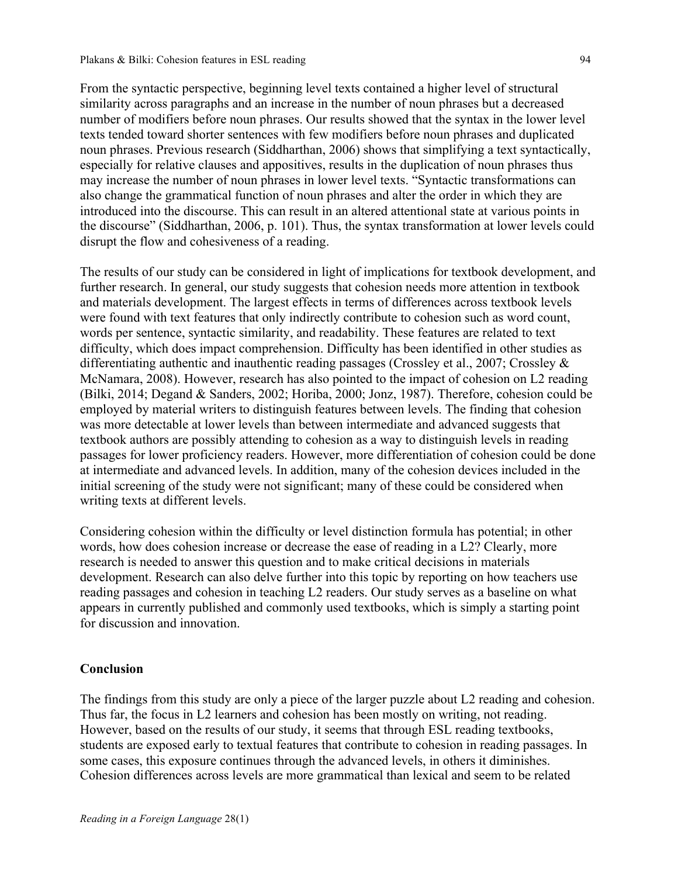From the syntactic perspective, beginning level texts contained a higher level of structural similarity across paragraphs and an increase in the number of noun phrases but a decreased number of modifiers before noun phrases. Our results showed that the syntax in the lower level texts tended toward shorter sentences with few modifiers before noun phrases and duplicated noun phrases. Previous research (Siddharthan, 2006) shows that simplifying a text syntactically, especially for relative clauses and appositives, results in the duplication of noun phrases thus may increase the number of noun phrases in lower level texts. "Syntactic transformations can also change the grammatical function of noun phrases and alter the order in which they are introduced into the discourse. This can result in an altered attentional state at various points in the discourse" (Siddharthan, 2006, p. 101). Thus, the syntax transformation at lower levels could disrupt the flow and cohesiveness of a reading.

The results of our study can be considered in light of implications for textbook development, and further research. In general, our study suggests that cohesion needs more attention in textbook and materials development. The largest effects in terms of differences across textbook levels were found with text features that only indirectly contribute to cohesion such as word count, words per sentence, syntactic similarity, and readability. These features are related to text difficulty, which does impact comprehension. Difficulty has been identified in other studies as differentiating authentic and inauthentic reading passages (Crossley et al., 2007; Crossley & McNamara, 2008). However, research has also pointed to the impact of cohesion on L2 reading (Bilki, 2014; Degand & Sanders, 2002; Horiba, 2000; Jonz, 1987). Therefore, cohesion could be employed by material writers to distinguish features between levels. The finding that cohesion was more detectable at lower levels than between intermediate and advanced suggests that textbook authors are possibly attending to cohesion as a way to distinguish levels in reading passages for lower proficiency readers. However, more differentiation of cohesion could be done at intermediate and advanced levels. In addition, many of the cohesion devices included in the initial screening of the study were not significant; many of these could be considered when writing texts at different levels.

Considering cohesion within the difficulty or level distinction formula has potential; in other words, how does cohesion increase or decrease the ease of reading in a L2? Clearly, more research is needed to answer this question and to make critical decisions in materials development. Research can also delve further into this topic by reporting on how teachers use reading passages and cohesion in teaching L2 readers. Our study serves as a baseline on what appears in currently published and commonly used textbooks, which is simply a starting point for discussion and innovation.

## Conclusion

The findings from this study are only a piece of the larger puzzle about L2 reading and cohesion. Thus far, the focus in L2 learners and cohesion has been mostly on writing, not reading. However, based on the results of our study, it seems that through ESL reading textbooks, students are exposed early to textual features that contribute to cohesion in reading passages. In some cases, this exposure continues through the advanced levels, in others it diminishes. Cohesion differences across levels are more grammatical than lexical and seem to be related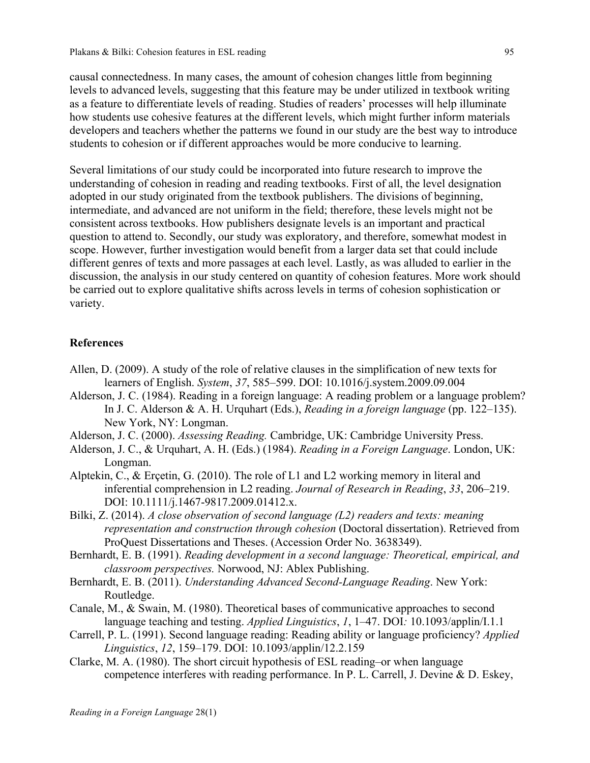causal connectedness. In many cases, the amount of cohesion changes little from beginning levels to advanced levels, suggesting that this feature may be under utilized in textbook writing as a feature to differentiate levels of reading. Studies of readers' processes will help illuminate how students use cohesive features at the different levels, which might further inform materials developers and teachers whether the patterns we found in our study are the best way to introduce students to cohesion or if different approaches would be more conducive to learning.

Several limitations of our study could be incorporated into future research to improve the understanding of cohesion in reading and reading textbooks. First of all, the level designation adopted in our study originated from the textbook publishers. The divisions of beginning, intermediate, and advanced are not uniform in the field; therefore, these levels might not be consistent across textbooks. How publishers designate levels is an important and practical question to attend to. Secondly, our study was exploratory, and therefore, somewhat modest in scope. However, further investigation would benefit from a larger data set that could include different genres of texts and more passages at each level. Lastly, as was alluded to earlier in the discussion, the analysis in our study centered on quantity of cohesion features. More work should be carried out to explore qualitative shifts across levels in terms of cohesion sophistication or variety.

## References

Allen, D. (2009). A study of the role of relative clauses in the simplification of new texts for learners of English. *System*, *37*, 585–599. DOI: 10.1016/j.system.2009.09.004

Alderson, J. C. (1984). Reading in a foreign language: A reading problem or a language problem? In J. C. Alderson & A. H. Urquhart (Eds.), *Reading in a foreign language* (pp. 122–135). New York, NY: Longman.

Alderson, J. C. (2000). *Assessing Reading.* Cambridge, UK: Cambridge University Press.

Alderson, J. C., & Urquhart, A. H. (Eds.) (1984). *Reading in a Foreign Language*. London, UK: Longman.

Alptekin, C., & Erçetin, G. (2010). The role of L1 and L2 working memory in literal and inferential comprehension in L2 reading. *Journal of Research in Reading*, *33*, 206–219. DOI: 10.1111/j.1467-9817.2009.01412.x.

Bilki, Z. (2014). *A close observation of second language (L2) readers and texts: meaning representation and construction through cohesion* (Doctoral dissertation). Retrieved from ProQuest Dissertations and Theses. (Accession Order No. 3638349).

Bernhardt, E. B. (1991). *Reading development in a second language: Theoretical, empirical, and classroom perspectives.* Norwood, NJ: Ablex Publishing.

Bernhardt, E. B. (2011). *Understanding Advanced Second-Language Reading*. New York: Routledge.

Canale, M., & Swain, M. (1980). Theoretical bases of communicative approaches to second language teaching and testing. *Applied Linguistics*, *1*, 1–47. DOI*:* 10.1093/applin/I.1.1

Carrell, P. L. (1991). Second language reading: Reading ability or language proficiency? *Applied Linguistics*, *12*, 159–179. DOI: 10.1093/applin/12.2.159

Clarke, M. A. (1980). The short circuit hypothesis of ESL reading–or when language competence interferes with reading performance. In P. L. Carrell, J. Devine & D. Eskey,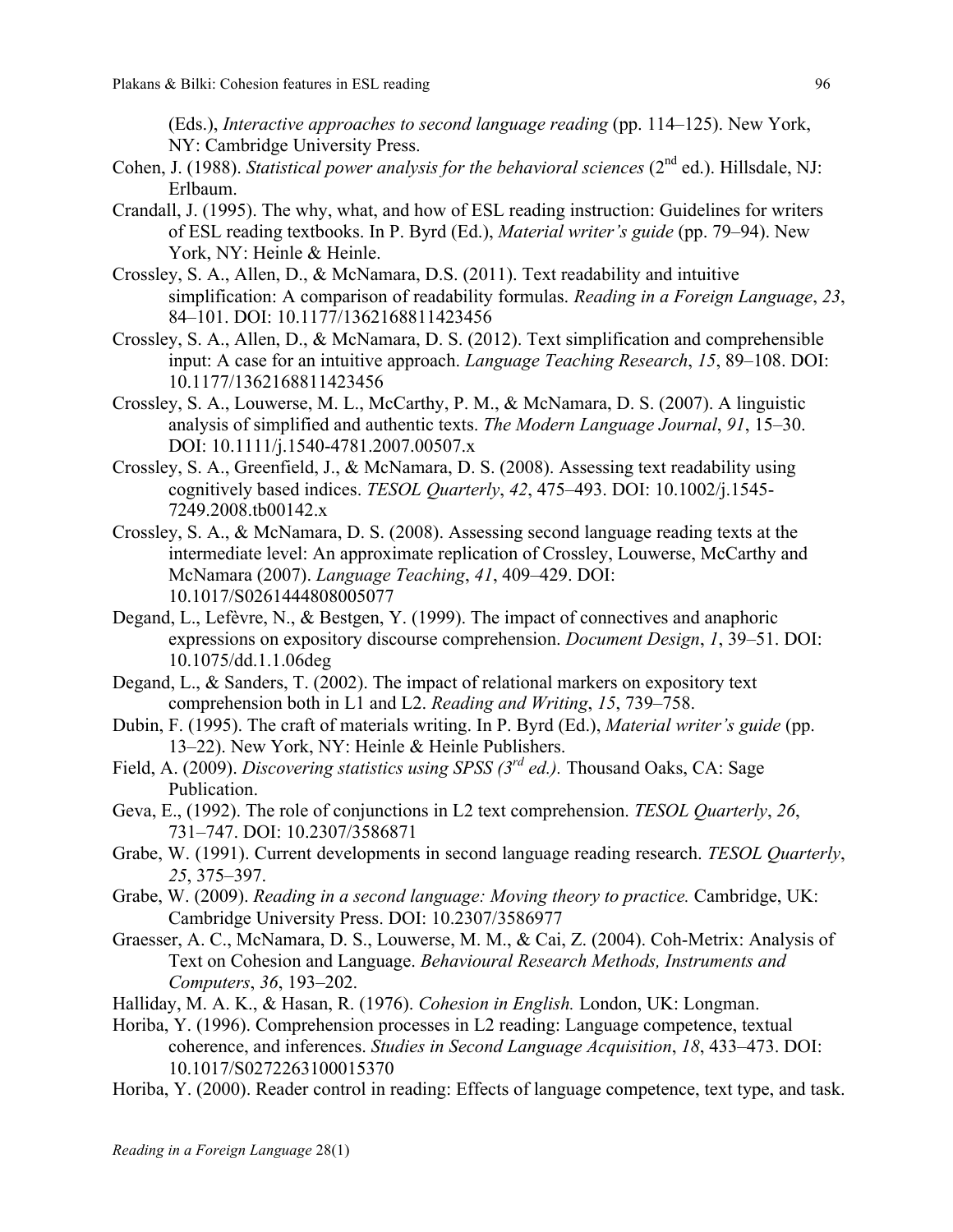(Eds.), *Interactive approaches to second language reading* (pp. 114–125). New York, NY: Cambridge University Press.

Cohen, J. (1988). *Statistical power analysis for the behavioral sciences* (2nd ed.). Hillsdale, NJ: Erlbaum.

Crandall, J. (1995). The why, what, and how of ESL reading instruction: Guidelines for writers of ESL reading textbooks. In P. Byrd (Ed.), *Material writer's guide* (pp. 79–94). New York, NY: Heinle & Heinle.

Crossley, S. A., Allen, D., & McNamara, D.S. (2011). Text readability and intuitive simplification: A comparison of readability formulas. *Reading in a Foreign Language*, *23*, 84–101. DOI: 10.1177/1362168811423456

Crossley, S. A., Allen, D., & McNamara, D. S. (2012). Text simplification and comprehensible input: A case for an intuitive approach. *Language Teaching Research*, *15*, 89–108. DOI: 10.1177/1362168811423456

Crossley, S. A., Louwerse, M. L., McCarthy, P. M., & McNamara, D. S. (2007). A linguistic analysis of simplified and authentic texts. *The Modern Language Journal*, *91*, 15–30. DOI: 10.1111/j.1540-4781.2007.00507.x

Crossley, S. A., Greenfield, J., & McNamara, D. S. (2008). Assessing text readability using cognitively based indices. *TESOL Quarterly*, *42*, 475–493. DOI: 10.1002/j.1545-7249.2008.tb00142.x

Crossley, S. A., & McNamara, D. S. (2008). Assessing second language reading texts at the intermediate level: An approximate replication of Crossley, Louwerse, McCarthy and McNamara (2007). *Language Teaching*, *41*, 409–429. DOI: 10.1017/S0261444808005077

Degand, L., Lefèvre, N., & Bestgen, Y. (1999). The impact of connectives and anaphoric expressions on expository discourse comprehension. *Document Design*, *1*, 39–51. DOI: 10.1075/dd.1.1.06deg

Degand, L., & Sanders, T. (2002). The impact of relational markers on expository text comprehension both in L1 and L2. *Reading and Writing*, *15*, 739–758.

Dubin, F. (1995). The craft of materials writing. In P. Byrd (Ed.), *Material writer's guide* (pp. 13–22). New York, NY: Heinle & Heinle Publishers.

Field, A. (2009). *Discovering statistics using SPSS (3rd ed.).* Thousand Oaks, CA: Sage Publication.

Geva, E., (1992). The role of conjunctions in L2 text comprehension. *TESOL Quarterly*, *26*, 731–747. DOI: 10.2307/3586871

Grabe, W. (1991). Current developments in second language reading research. *TESOL Quarterly*, *25*, 375–397.

Grabe, W. (2009). *Reading in a second language: Moving theory to practice.* Cambridge, UK: Cambridge University Press. DOI: 10.2307/3586977

Graesser, A. C., McNamara, D. S., Louwerse, M. M., & Cai, Z. (2004). Coh-Metrix: Analysis of Text on Cohesion and Language. *Behavioural Research Methods, Instruments and Computers*, *36*, 193–202.

Halliday, M. A. K., & Hasan, R. (1976). *Cohesion in English.* London, UK: Longman.

Horiba, Y. (1996). Comprehension processes in L2 reading: Language competence, textual coherence, and inferences. *Studies in Second Language Acquisition*, *18*, 433–473. DOI: 10.1017/S0272263100015370

Horiba, Y. (2000). Reader control in reading: Effects of language competence, text type, and task.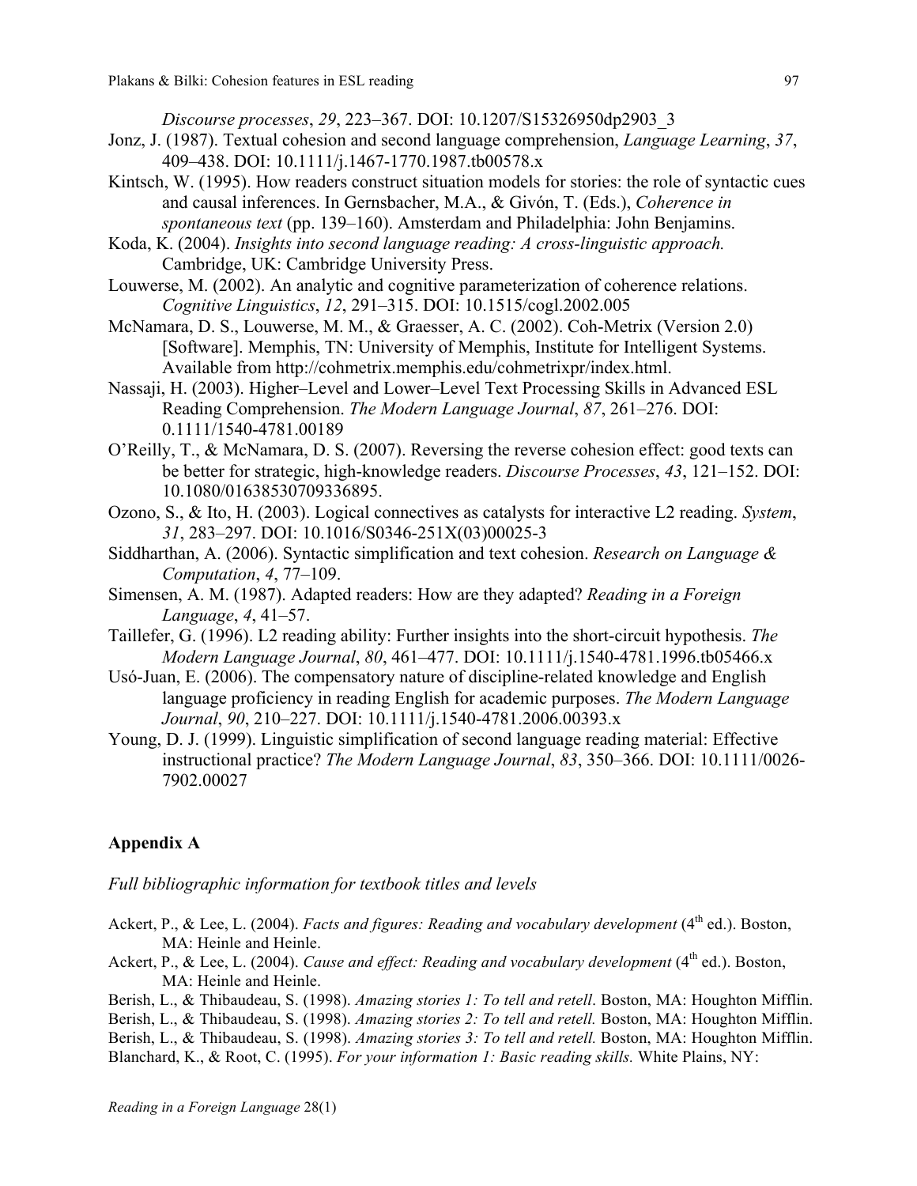*Discourse processes*, *29*, 223–367. DOI: 10.1207/S15326950dp2903_3

Jonz, J. (1987). Textual cohesion and second language comprehension, *Language Learning*, *37*, 409–438. DOI: 10.1111/j.1467-1770.1987.tb00578.x

Kintsch, W. (1995). How readers construct situation models for stories: the role of syntactic cues and causal inferences. In Gernsbacher, M.A., & Givón, T. (Eds.), *Coherence in spontaneous text* (pp. 139–160). Amsterdam and Philadelphia: John Benjamins.

Koda, K. (2004). *Insights into second language reading: A cross-linguistic approach.* Cambridge, UK: Cambridge University Press.

Louwerse, M. (2002). An analytic and cognitive parameterization of coherence relations. *Cognitive Linguistics*, *12*, 291–315. DOI: 10.1515/cogl.2002.005

McNamara, D. S., Louwerse, M. M., & Graesser, A. C. (2002). Coh-Metrix (Version 2.0) [Software]. Memphis, TN: University of Memphis, Institute for Intelligent Systems. Available from http://cohmetrix.memphis.edu/cohmetrixpr/index.html.

Nassaji, H. (2003). Higher–Level and Lower–Level Text Processing Skills in Advanced ESL Reading Comprehension. *The Modern Language Journal*, *87*, 261–276. DOI: 0.1111/1540-4781.00189

O'Reilly, T., & McNamara, D. S. (2007). Reversing the reverse cohesion effect: good texts can be better for strategic, high-knowledge readers. *Discourse Processes*, *43*, 121–152. DOI: 10.1080/01638530709336895.

Ozono, S., & Ito, H. (2003). Logical connectives as catalysts for interactive L2 reading. *System*, *31*, 283–297. DOI: 10.1016/S0346-251X(03)00025-3

Siddharthan, A. (2006). Syntactic simplification and text cohesion. *Research on Language & Computation*, *4*, 77–109.

Simensen, A. M. (1987). Adapted readers: How are they adapted? *Reading in a Foreign Language*, *4*, 41–57.

Taillefer, G. (1996). L2 reading ability: Further insights into the short-circuit hypothesis. *The Modern Language Journal*, *80*, 461–477. DOI: 10.1111/j.1540-4781.1996.tb05466.x

Usó-Juan, E. (2006). The compensatory nature of discipline-related knowledge and English language proficiency in reading English for academic purposes. *The Modern Language Journal*, *90*, 210–227. DOI: 10.1111/j.1540-4781.2006.00393.x

Young, D. J. (1999). Linguistic simplification of second language reading material: Effective instructional practice? *The Modern Language Journal*, *83*, 350–366. DOI: 10.1111/0026-7902.00027

## Appendix A

*Full bibliographic information for textbook titles and levels*

Ackert, P., & Lee, L. (2004). *Facts and figures: Reading and vocabulary development* (4th ed.). Boston, MA: Heinle and Heinle.

Ackert, P., & Lee, L. (2004). *Cause and effect: Reading and vocabulary development* (4th ed.). Boston, MA: Heinle and Heinle.

Berish, L., & Thibaudeau, S. (1998). *Amazing stories 1: To tell and retell*. Boston, MA: Houghton Mifflin.

Berish, L., & Thibaudeau, S. (1998). *Amazing stories 2: To tell and retell.* Boston, MA: Houghton Mifflin.

Berish, L., & Thibaudeau, S. (1998). *Amazing stories 3: To tell and retell.* Boston, MA: Houghton Mifflin.

Blanchard, K., & Root, C. (1995). *For your information 1: Basic reading skills.* White Plains, NY: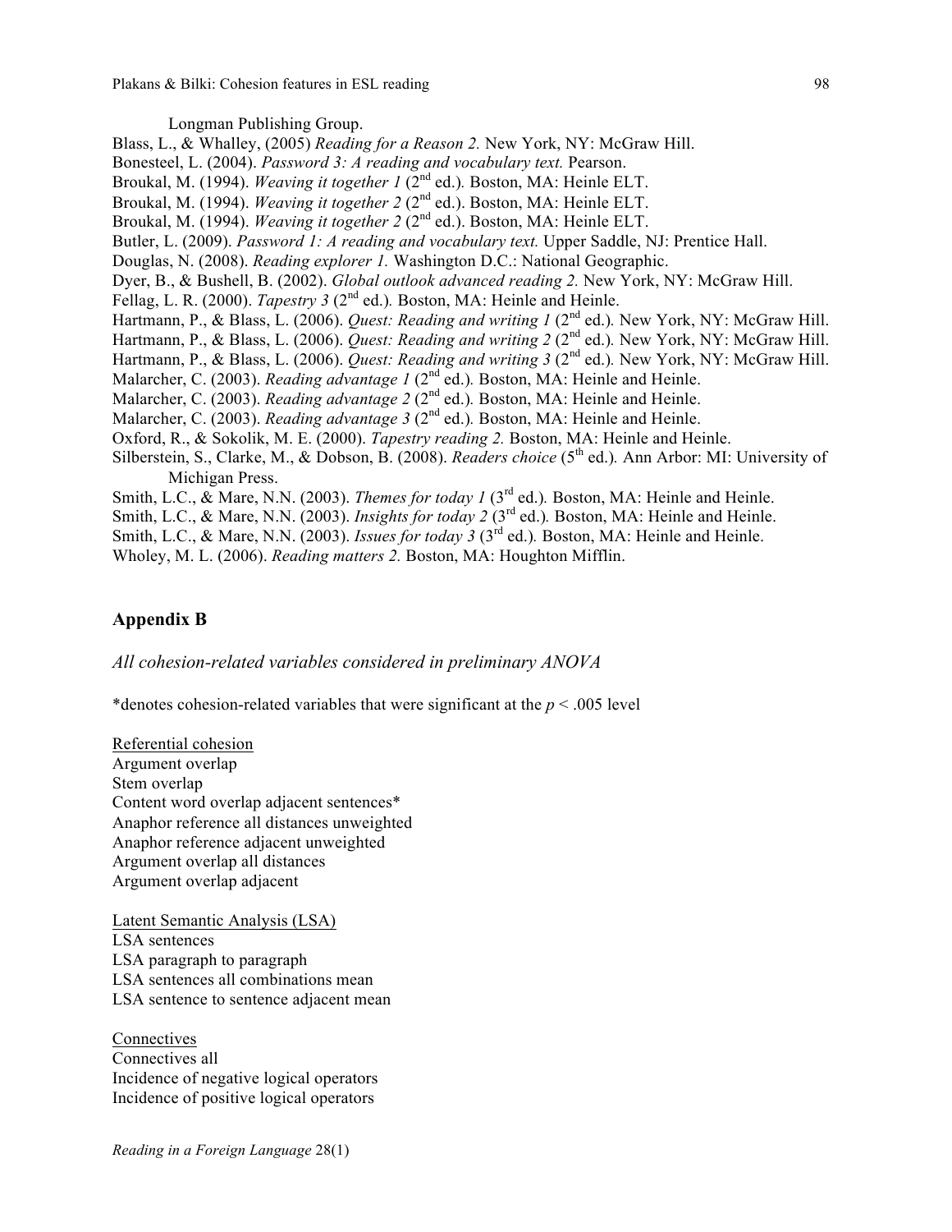Longman Publishing Group.

Blass, L., & Whalley, (2005) *Reading for a Reason 2.* New York, NY: McGraw Hill.

Bonesteel, L. (2004). *Password 3: A reading and vocabulary text.* Pearson.

Broukal, M. (1994). *Weaving it together 1* (2nd ed.). Boston, MA: Heinle ELT.

Broukal, M. (1994). *Weaving it together 2* (2nd ed.). Boston, MA: Heinle ELT.

Broukal, M. (1994). *Weaving it together 2* (2nd ed.). Boston, MA: Heinle ELT.

Butler, L. (2009). *Password 1: A reading and vocabulary text.* Upper Saddle, NJ: Prentice Hall.

Douglas, N. (2008). *Reading explorer 1.* Washington D.C.: National Geographic.

Dyer, B., & Bushell, B. (2002). *Global outlook advanced reading 2.* New York, NY: McGraw Hill.

Fellag, L. R. (2000). *Tapestry 3* (2nd ed.). Boston, MA: Heinle and Heinle.

Hartmann, P., & Blass, L. (2006). *Quest: Reading and writing 1* (2nd ed.). New York, NY: McGraw Hill.

Hartmann, P., & Blass, L. (2006). *Quest: Reading and writing 2* (2nd ed.). New York, NY: McGraw Hill.

Hartmann, P., & Blass, L. (2006). *Quest: Reading and writing 3* (2nd ed.). New York, NY: McGraw Hill.

Malarcher, C. (2003). *Reading advantage 1* (2nd ed.). Boston, MA: Heinle and Heinle.

Malarcher, C. (2003). *Reading advantage 2* (2nd ed.). Boston, MA: Heinle and Heinle.

Malarcher, C. (2003). *Reading advantage 3* (2nd ed.). Boston, MA: Heinle and Heinle.

Oxford, R., & Sokolik, M. E. (2000). *Tapestry reading 2.* Boston, MA: Heinle and Heinle.

Silberstein, S., Clarke, M., & Dobson, B. (2008). *Readers choice* (5th ed.). Ann Arbor: MI: University of Michigan Press.

Smith, L.C., & Mare, N.N. (2003). *Themes for today 1* (3rd ed.). Boston, MA: Heinle and Heinle.

Smith, L.C., & Mare, N.N. (2003). *Insights for today 2* (3rd ed.). Boston, MA: Heinle and Heinle.

Smith, L.C., & Mare, N.N. (2003). *Issues for today 3* (3rd ed.). Boston, MA: Heinle and Heinle.

Wholey, M. L. (2006). *Reading matters 2.* Boston, MA: Houghton Mifflin.

## Appendix B

*All cohesion-related variables considered in preliminary ANOVA*

*denotes cohesion-related variables that were significant at the $p < .005$ level

Referential cohesion

Argument overlap

Stem overlap

Content word overlap adjacent sentences*

Anaphor reference all distances unweighted

Anaphor reference adjacent unweighted

Argument overlap all distances

Argument overlap adjacent

Latent Semantic Analysis (LSA)

LSA sentences

LSA paragraph to paragraph

LSA sentences all combinations mean

LSA sentence to sentence adjacent mean

Connectives

Connectives all

Incidence of negative logical operators

Incidence of positive logical operators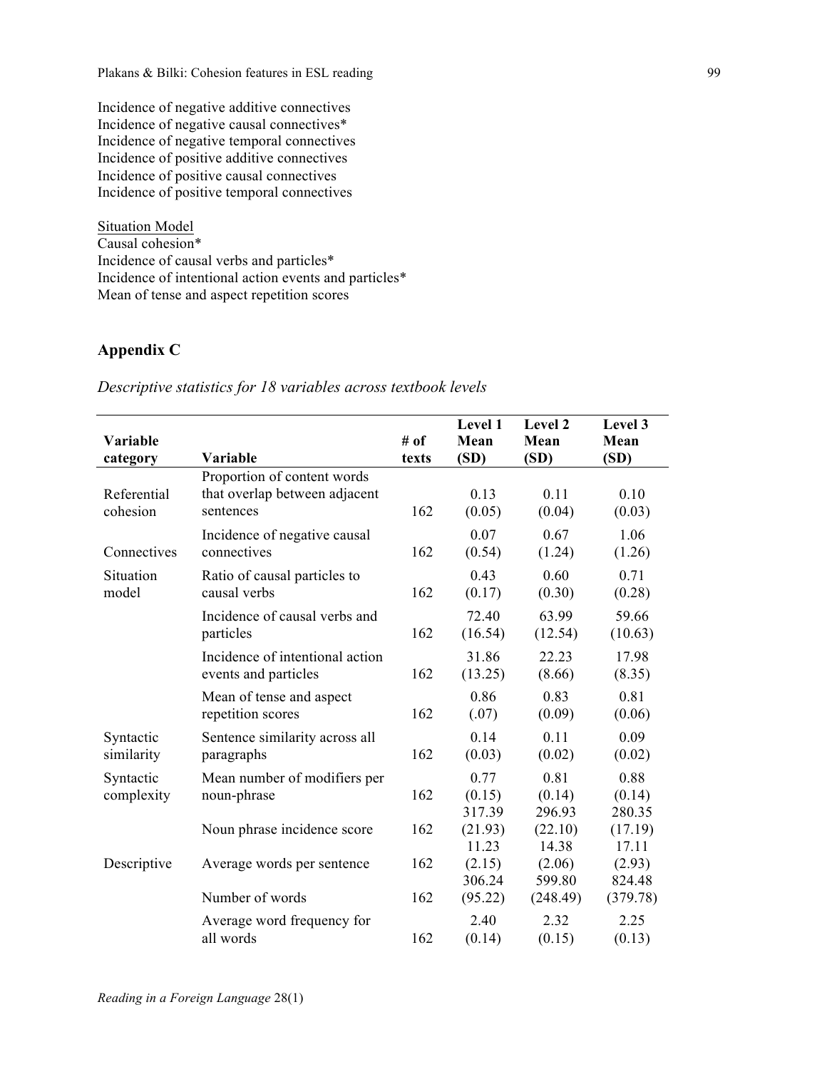Incidence of negative additive connectives
Incidence of negative causal connectives*
Incidence of negative temporal connectives
Incidence of positive additive connectives
Incidence of positive causal connectives
Incidence of positive temporal connectives

Situation Model
Causal cohesion*
Incidence of causal verbs and particles*
Incidence of intentional action events and particles*
Mean of tense and aspect repetition scores

## Appendix C

*Descriptive statistics for 18 variables across textbook levels*

| Variable category | Variable | # of texts | Level 1 Mean (SD) | Level 2 Mean (SD) | Level 3 Mean (SD) |
|---|---|---|---|---|---|
| Referential cohesion | Proportion of content words that overlap between adjacent sentences | 162 | 0.13 (0.05) | 0.11 (0.04) | 0.10 (0.03) |
| Connectives | Incidence of negative causal connectives | 162 | 0.07 (0.54) | 0.67 (1.24) | 1.06 (1.26) |
| Situation model | Ratio of causal particles to causal verbs | 162 | 0.43 (0.17) | 0.60 (0.30) | 0.71 (0.28) |
| | Incidence of causal verbs and particles | 162 | 72.40 (16.54) | 63.99 (12.54) | 59.66 (10.63) |
| | Incidence of intentional action events and particles | 162 | 31.86 (13.25) | 22.23 (8.66) | 17.98 (8.35) |
| | Mean of tense and aspect repetition scores | 162 | 0.86 (.07) | 0.83 (0.09) | 0.81 (0.06) |
| Syntactic similarity | Sentence similarity across all paragraphs | 162 | 0.14 (0.03) | 0.11 (0.02) | 0.09 (0.02) |
| Syntactic complexity | Mean number of modifiers per noun-phrase | 162 | 0.77 (0.15) | 0.81 (0.14) | 0.88 (0.14) |
| | Noun phrase incidence score | 162 | 317.39 (21.93) | 296.93 (22.10) | 280.35 (17.19) |
| Descriptive | Average words per sentence | 162 | 11.23 (2.15) | 14.38 (2.06) | 17.11 (2.93) |
| | Number of words | 162 | 306.24 (95.22) | 599.80 (248.49) | 824.48 (379.78) |
| | Average word frequency for all words | 162 | 2.40 (0.14) | 2.32 (0.15) | 2.25 (0.13) |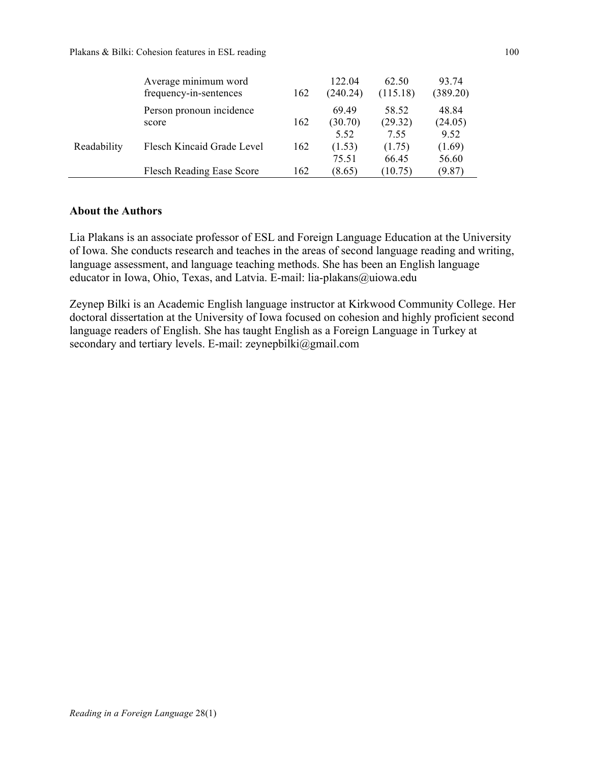| | | | | | |
|---|---|---|---|---|---|
| | Average minimum word frequency-in-sentences | 162 | 122.04 (240.24) | 62.50 (115.18) | 93.74 (389.20) |
| | Person pronoun incidence score | 162 | 69.49 (30.70) | 58.52 (29.32) | 48.84 (24.05) |
| Readability | Flesch Kincaid Grade Level | 162 | 5.52 (1.53) | 7.55 (1.75) | 9.52 (1.69) |
| | Flesch Reading Ease Score | 162 | 75.51 (8.65) | 66.45 (10.75) | 56.60 (9.87) |

### About the Authors

Lia Plakans is an associate professor of ESL and Foreign Language Education at the University of Iowa. She conducts research and teaches in the areas of second language reading and writing, language assessment, and language teaching methods. She has been an English language educator in Iowa, Ohio, Texas, and Latvia. E-mail: lia-plakans@uiowa.edu

Zeynep Bilki is an Academic English language instructor at Kirkwood Community College. Her doctoral dissertation at the University of Iowa focused on cohesion and highly proficient second language readers of English. She has taught English as a Foreign Language in Turkey at secondary and tertiary levels. E-mail: zeynepbilki@gmail.com